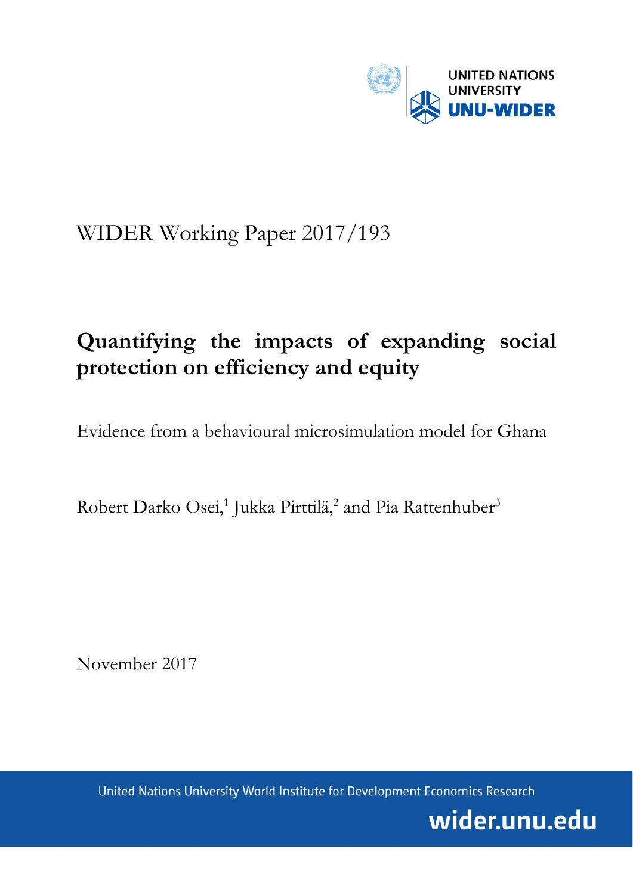UNITED NATIONS UNIVERSITY
UNU-WIDER

WIDER Working Paper 2017/193

# Quantifying the impacts of expanding social protection on efficiency and equity

Evidence from a behavioural microsimulation model for Ghana

Robert Darko Osei,[1] Jukka Pirttilä,[2] and Pia Rattenhuber[3]

November 2017

United Nations University World Institute for Development Economics Research

wider.unu.edu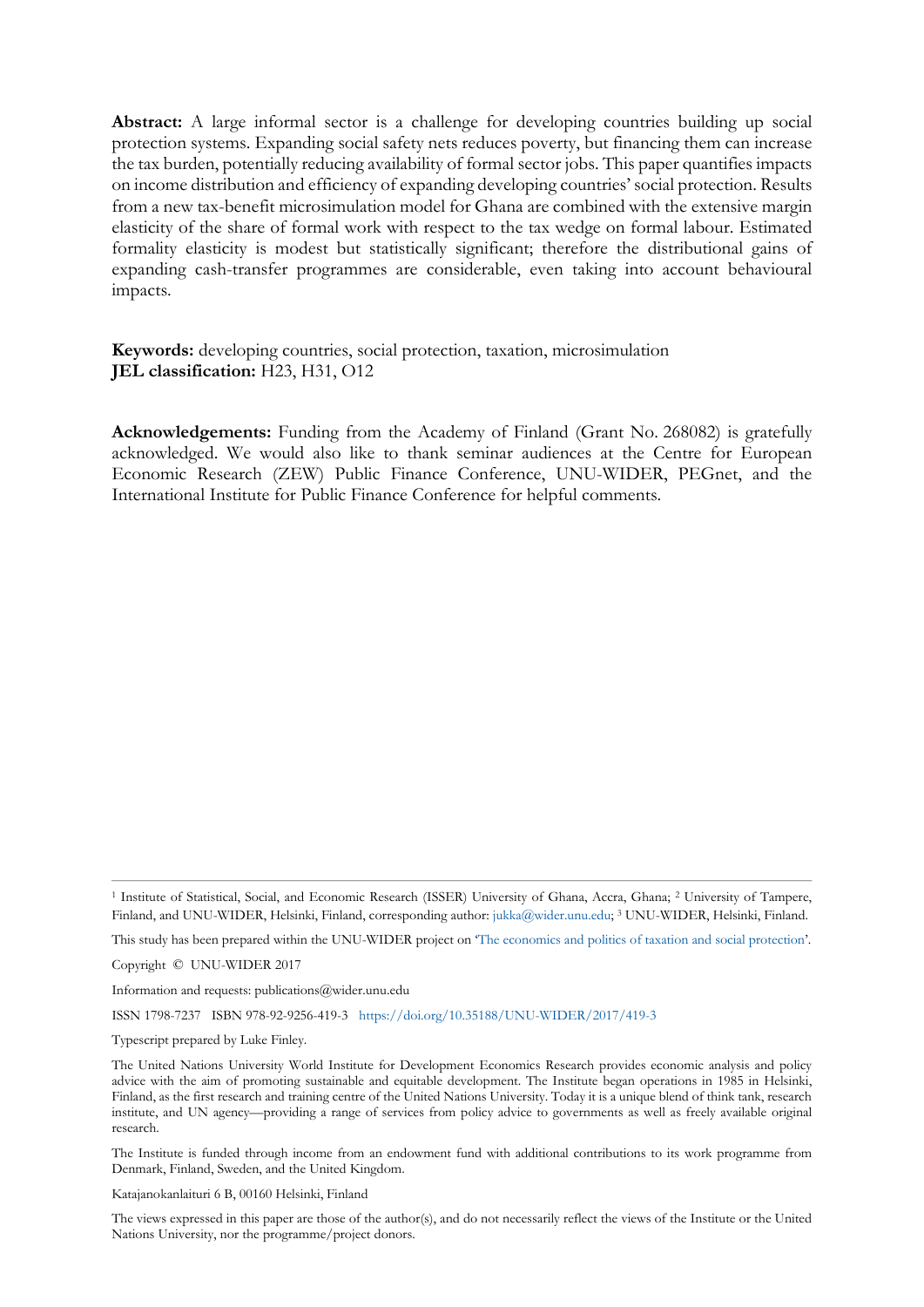**Abstract:** A large informal sector is a challenge for developing countries building up social protection systems. Expanding social safety nets reduces poverty, but financing them can increase the tax burden, potentially reducing availability of formal sector jobs. This paper quantifies impacts on income distribution and efficiency of expanding developing countries' social protection. Results from a new tax-benefit microsimulation model for Ghana are combined with the extensive margin elasticity of the share of formal work with respect to the tax wedge on formal labour. Estimated formality elasticity is modest but statistically significant; therefore the distributional gains of expanding cash-transfer programmes are considerable, even taking into account behavioural impacts.

**Keywords:** developing countries, social protection, taxation, microsimulation
**JEL classification:** H23, H31, O12

**Acknowledgements:** Funding from the Academy of Finland (Grant No. 268082) is gratefully acknowledged. We would also like to thank seminar audiences at the Centre for European Economic Research (ZEW) Public Finance Conference, UNU-WIDER, PEGnet, and the International Institute for Public Finance Conference for helpful comments.

---

[1] Institute of Statistical, Social, and Economic Research (ISSER) University of Ghana, Accra, Ghana; [2] University of Tampere, Finland, and UNU-WIDER, Helsinki, Finland, corresponding author: jukka@wider.unu.edu; [3] UNU-WIDER, Helsinki, Finland.

This study has been prepared within the UNU-WIDER project on 'The economics and politics of taxation and social protection'.

Copyright © UNU-WIDER 2017

Information and requests: publications@wider.unu.edu

ISSN 1798-7237 ISBN 978-92-9256-419-3 https://doi.org/10.35188/UNU-WIDER/2017/419-3

Typescript prepared by Luke Finley.

The United Nations University World Institute for Development Economics Research provides economic analysis and policy advice with the aim of promoting sustainable and equitable development. The Institute began operations in 1985 in Helsinki, Finland, as the first research and training centre of the United Nations University. Today it is a unique blend of think tank, research institute, and UN agency—providing a range of services from policy advice to governments as well as freely available original research.

The Institute is funded through income from an endowment fund with additional contributions to its work programme from Denmark, Finland, Sweden, and the United Kingdom.

Katajanokanlaituri 6 B, 00160 Helsinki, Finland

The views expressed in this paper are those of the author(s), and do not necessarily reflect the views of the Institute or the United Nations University, nor the programme/project donors.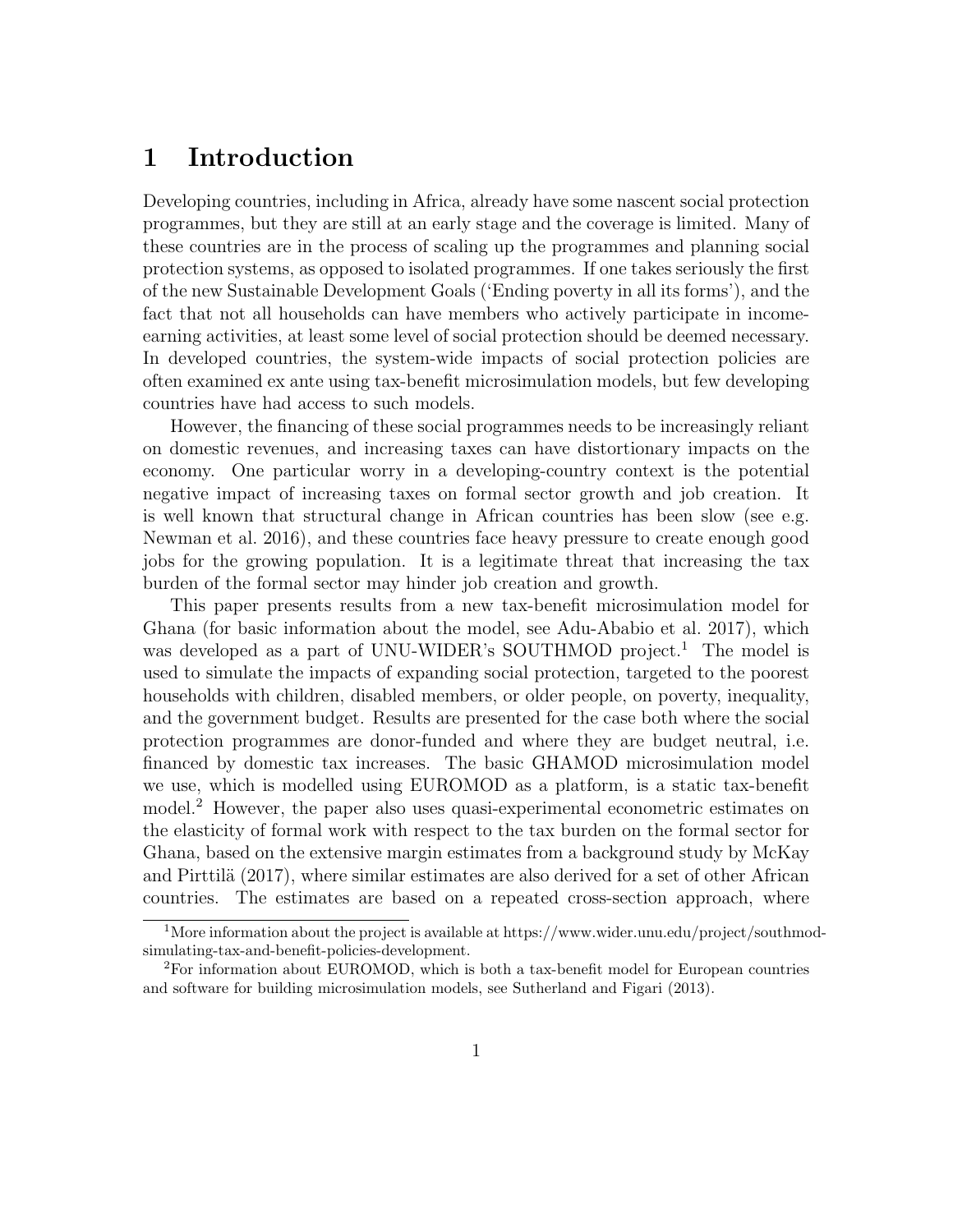# 1 Introduction

Developing countries, including in Africa, already have some nascent social protection programmes, but they are still at an early stage and the coverage is limited. Many of these countries are in the process of scaling up the programmes and planning social protection systems, as opposed to isolated programmes. If one takes seriously the first of the new Sustainable Development Goals ('Ending poverty in all its forms'), and the fact that not all households can have members who actively participate in income-earning activities, at least some level of social protection should be deemed necessary. In developed countries, the system-wide impacts of social protection policies are often examined ex ante using tax-benefit microsimulation models, but few developing countries have had access to such models.

However, the financing of these social programmes needs to be increasingly reliant on domestic revenues, and increasing taxes can have distortionary impacts on the economy. One particular worry in a developing-country context is the potential negative impact of increasing taxes on formal sector growth and job creation. It is well known that structural change in African countries has been slow (see e.g. Newman et al. 2016), and these countries face heavy pressure to create enough good jobs for the growing population. It is a legitimate threat that increasing the tax burden of the formal sector may hinder job creation and growth.

This paper presents results from a new tax-benefit microsimulation model for Ghana (for basic information about the model, see Adu-Ababio et al. 2017), which was developed as a part of UNU-WIDER's SOUTHMOD project.[1] The model is used to simulate the impacts of expanding social protection, targeted to the poorest households with children, disabled members, or older people, on poverty, inequality, and the government budget. Results are presented for the case both where the social protection programmes are donor-funded and where they are budget neutral, i.e. financed by domestic tax increases. The basic GHAMOD microsimulation model we use, which is modelled using EUROMOD as a platform, is a static tax-benefit model.[2] However, the paper also uses quasi-experimental econometric estimates on the elasticity of formal work with respect to the tax burden on the formal sector for Ghana, based on the extensive margin estimates from a background study by McKay and Pirttilä (2017), where similar estimates are also derived for a set of other African countries. The estimates are based on a repeated cross-section approach, where

[1] More information about the project is available at https://www.wider.unu.edu/project/southmod-simulating-tax-and-benefit-policies-development.

[2] For information about EUROMOD, which is both a tax-benefit model for European countries and software for building microsimulation models, see Sutherland and Figari (2013).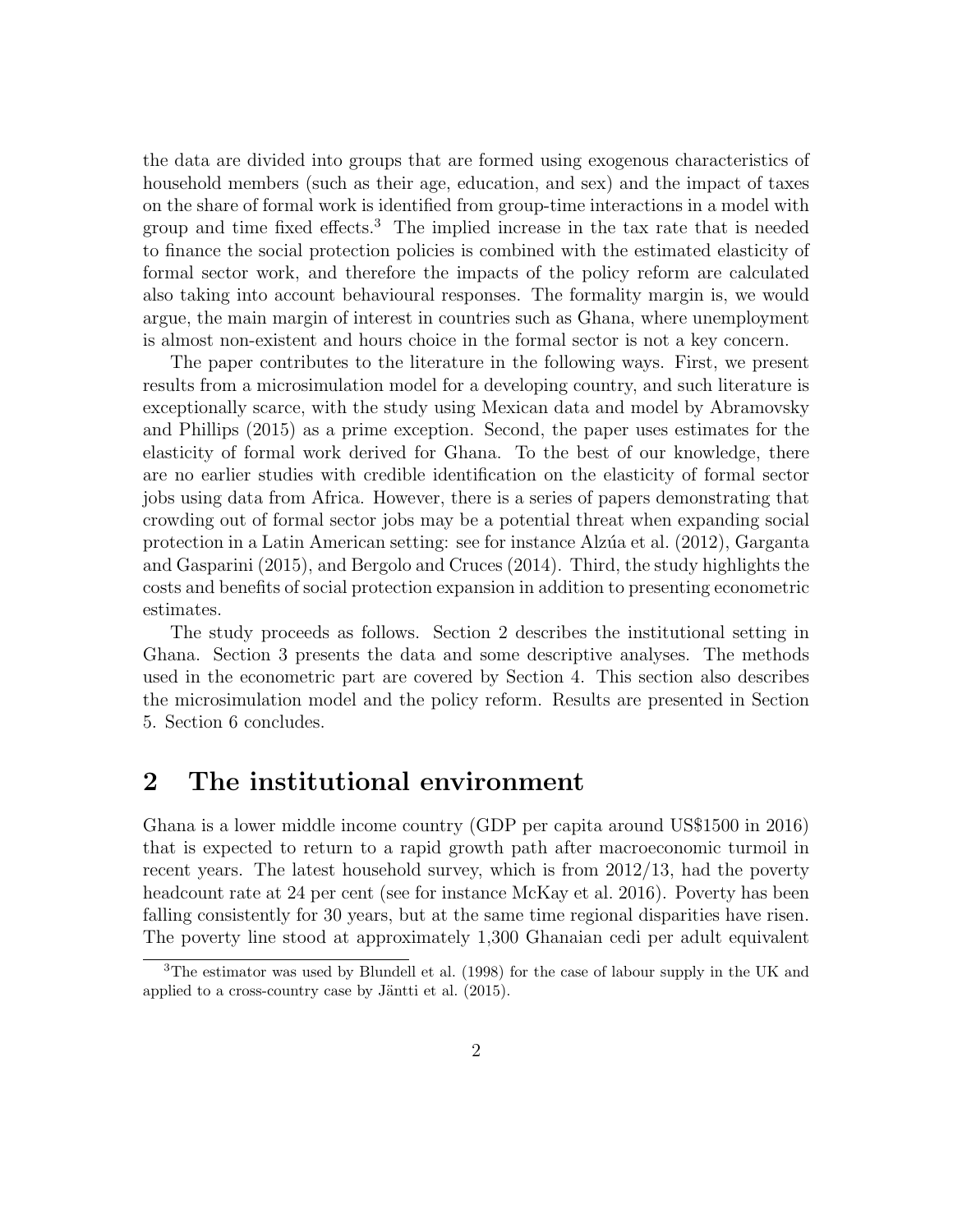the data are divided into groups that are formed using exogenous characteristics of household members (such as their age, education, and sex) and the impact of taxes on the share of formal work is identified from group-time interactions in a model with group and time fixed effects.[3] The implied increase in the tax rate that is needed to finance the social protection policies is combined with the estimated elasticity of formal sector work, and therefore the impacts of the policy reform are calculated also taking into account behavioural responses. The formality margin is, we would argue, the main margin of interest in countries such as Ghana, where unemployment is almost non-existent and hours choice in the formal sector is not a key concern.

The paper contributes to the literature in the following ways. First, we present results from a microsimulation model for a developing country, and such literature is exceptionally scarce, with the study using Mexican data and model by Abramovsky and Phillips (2015) as a prime exception. Second, the paper uses estimates for the elasticity of formal work derived for Ghana. To the best of our knowledge, there are no earlier studies with credible identification on the elasticity of formal sector jobs using data from Africa. However, there is a series of papers demonstrating that crowding out of formal sector jobs may be a potential threat when expanding social protection in a Latin American setting: see for instance Alzúa et al. (2012), Garganta and Gasparini (2015), and Bergolo and Cruces (2014). Third, the study highlights the costs and benefits of social protection expansion in addition to presenting econometric estimates.

The study proceeds as follows. Section 2 describes the institutional setting in Ghana. Section 3 presents the data and some descriptive analyses. The methods used in the econometric part are covered by Section 4. This section also describes the microsimulation model and the policy reform. Results are presented in Section 5. Section 6 concludes.

## 2 The institutional environment

Ghana is a lower middle income country (GDP per capita around US$1500 in 2016) that is expected to return to a rapid growth path after macroeconomic turmoil in recent years. The latest household survey, which is from 2012/13, had the poverty headcount rate at 24 per cent (see for instance McKay et al. 2016). Poverty has been falling consistently for 30 years, but at the same time regional disparities have risen. The poverty line stood at approximately 1,300 Ghanaian cedi per adult equivalent

[3] The estimator was used by Blundell et al. (1998) for the case of labour supply in the UK and applied to a cross-country case by Jäntti et al. (2015).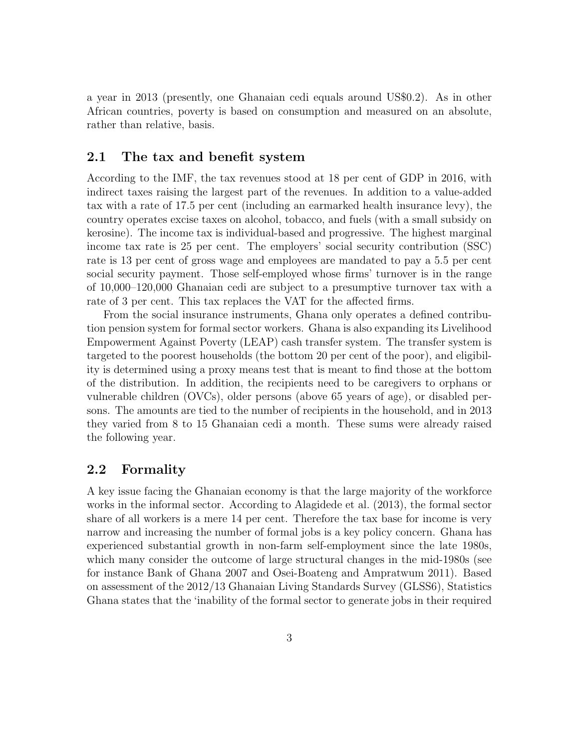a year in 2013 (presently, one Ghanaian cedi equals around US$0.2). As in other African countries, poverty is based on consumption and measured on an absolute, rather than relative, basis.

## 2.1 The tax and benefit system

According to the IMF, the tax revenues stood at 18 per cent of GDP in 2016, with indirect taxes raising the largest part of the revenues. In addition to a value-added tax with a rate of 17.5 per cent (including an earmarked health insurance levy), the country operates excise taxes on alcohol, tobacco, and fuels (with a small subsidy on kerosine). The income tax is individual-based and progressive. The highest marginal income tax rate is 25 per cent. The employers' social security contribution (SSC) rate is 13 per cent of gross wage and employees are mandated to pay a 5.5 per cent social security payment. Those self-employed whose firms' turnover is in the range of 10,000–120,000 Ghanaian cedi are subject to a presumptive turnover tax with a rate of 3 per cent. This tax replaces the VAT for the affected firms.

From the social insurance instruments, Ghana only operates a defined contribution pension system for formal sector workers. Ghana is also expanding its Livelihood Empowerment Against Poverty (LEAP) cash transfer system. The transfer system is targeted to the poorest households (the bottom 20 per cent of the poor), and eligibility is determined using a proxy means test that is meant to find those at the bottom of the distribution. In addition, the recipients need to be caregivers to orphans or vulnerable children (OVCs), older persons (above 65 years of age), or disabled persons. The amounts are tied to the number of recipients in the household, and in 2013 they varied from 8 to 15 Ghanaian cedi a month. These sums were already raised the following year.

## 2.2 Formality

A key issue facing the Ghanaian economy is that the large majority of the workforce works in the informal sector. According to Alagidede et al. (2013), the formal sector share of all workers is a mere 14 per cent. Therefore the tax base for income is very narrow and increasing the number of formal jobs is a key policy concern. Ghana has experienced substantial growth in non-farm self-employment since the late 1980s, which many consider the outcome of large structural changes in the mid-1980s (see for instance Bank of Ghana 2007 and Osei-Boateng and Ampratwum 2011). Based on assessment of the 2012/13 Ghanaian Living Standards Survey (GLSS6), Statistics Ghana states that the 'inability of the formal sector to generate jobs in their required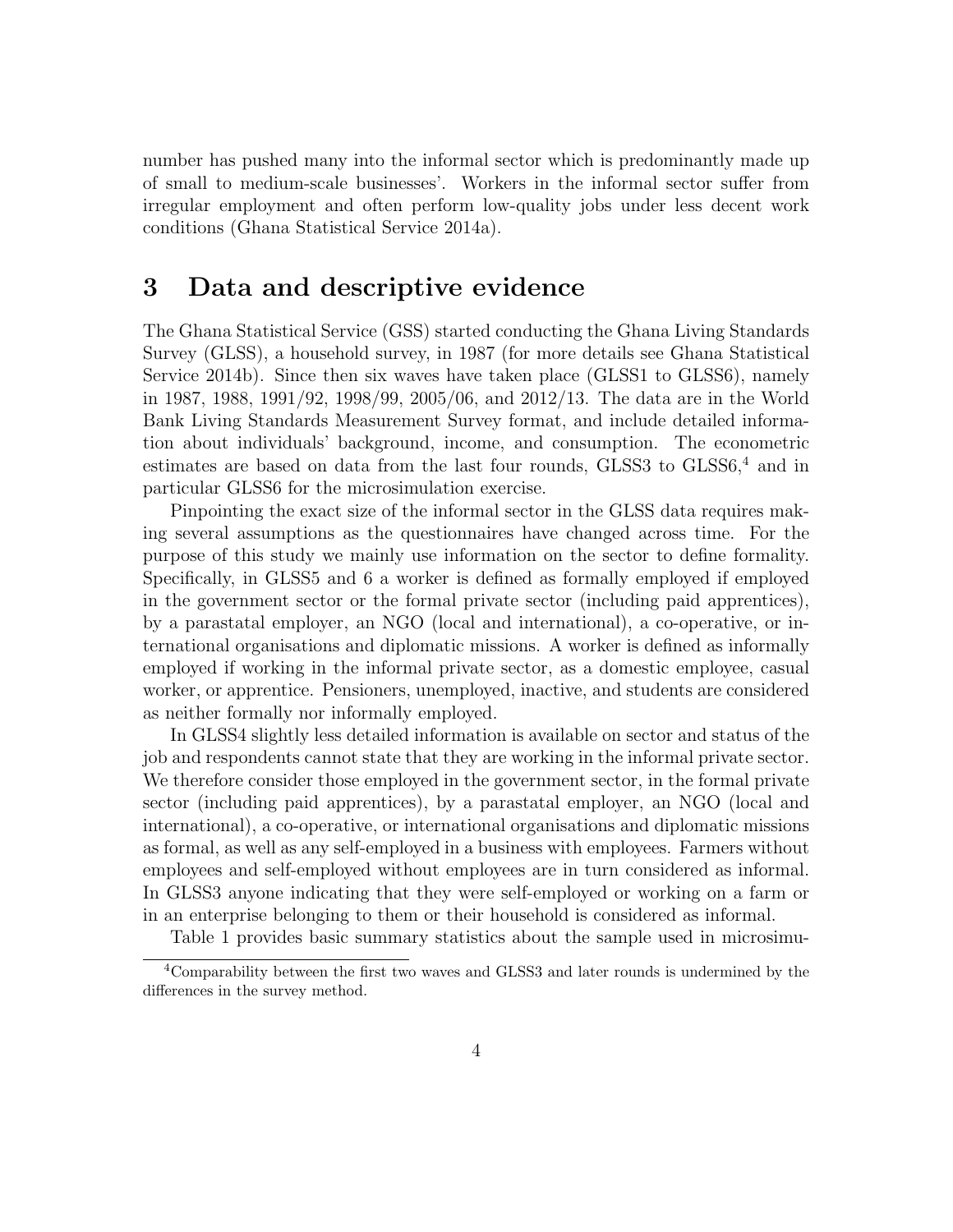number has pushed many into the informal sector which is predominantly made up of small to medium-scale businesses'. Workers in the informal sector suffer from irregular employment and often perform low-quality jobs under less decent work conditions (Ghana Statistical Service 2014a).

## 3 Data and descriptive evidence

The Ghana Statistical Service (GSS) started conducting the Ghana Living Standards Survey (GLSS), a household survey, in 1987 (for more details see Ghana Statistical Service 2014b). Since then six waves have taken place (GLSS1 to GLSS6), namely in 1987, 1988, 1991/92, 1998/99, 2005/06, and 2012/13. The data are in the World Bank Living Standards Measurement Survey format, and include detailed information about individuals' background, income, and consumption. The econometric estimates are based on data from the last four rounds, GLSS3 to GLSS6,[4] and in particular GLSS6 for the microsimulation exercise.

Pinpointing the exact size of the informal sector in the GLSS data requires making several assumptions as the questionnaires have changed across time. For the purpose of this study we mainly use information on the sector to define formality. Specifically, in GLSS5 and 6 a worker is defined as formally employed if employed in the government sector or the formal private sector (including paid apprentices), by a parastatal employer, an NGO (local and international), a co-operative, or international organisations and diplomatic missions. A worker is defined as informally employed if working in the informal private sector, as a domestic employee, casual worker, or apprentice. Pensioners, unemployed, inactive, and students are considered as neither formally nor informally employed.

In GLSS4 slightly less detailed information is available on sector and status of the job and respondents cannot state that they are working in the informal private sector. We therefore consider those employed in the government sector, in the formal private sector (including paid apprentices), by a parastatal employer, an NGO (local and international), a co-operative, or international organisations and diplomatic missions as formal, as well as any self-employed in a business with employees. Farmers without employees and self-employed without employees are in turn considered as informal. In GLSS3 anyone indicating that they were self-employed or working on a farm or in an enterprise belonging to them or their household is considered as informal.

Table 1 provides basic summary statistics about the sample used in microsimu-

[4] Comparability between the first two waves and GLSS3 and later rounds is undermined by the differences in the survey method.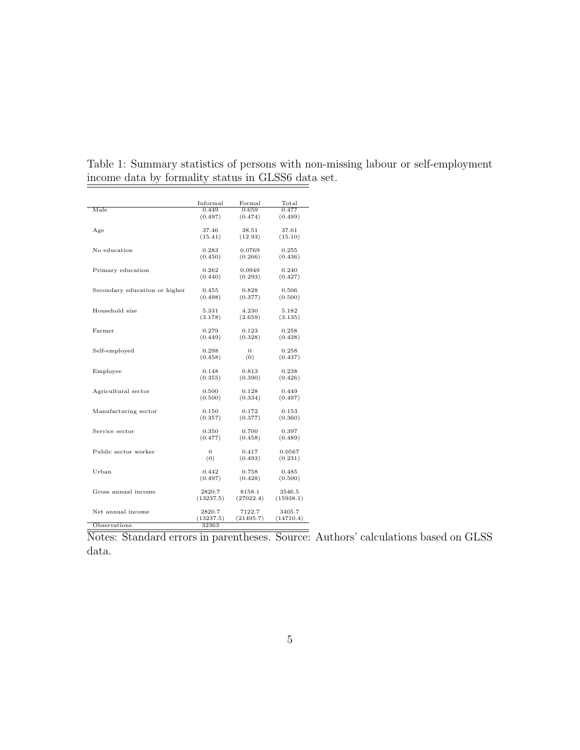Table 1: Summary statistics of persons with non-missing labour or self-employment income data by formality status in GLSS6 data set.

| | Informal | Formal | Total |
|---|---|---|---|
| Male | 0.449 | 0.659 | 0.477 |
| | (0.497) | (0.474) | (0.499) |
| Age | 37.46 | 38.51 | 37.61 |
| | (15.41) | (12.93) | (15.10) |
| No education | 0.283 | 0.0769 | 0.255 |
| | (0.450) | (0.266) | (0.436) |
| Primary education | 0.262 | 0.0949 | 0.240 |
| | (0.440) | (0.293) | (0.427) |
| Secondary education or higher | 0.455 | 0.828 | 0.506 |
| | (0.498) | (0.377) | (0.500) |
| Household size | 5.331 | 4.230 | 5.182 |
| | (3.178) | (2.659) | (3.135) |
| Farmer | 0.279 | 0.123 | 0.258 |
| | (0.449) | (0.328) | (0.438) |
| Self-employed | 0.298 | 0 | 0.258 |
| | (0.458) | (0) | (0.437) |
| Employee | 0.148 | 0.813 | 0.238 |
| | (0.355) | (0.390) | (0.426) |
| Agricultural sector | 0.500 | 0.128 | 0.449 |
| | (0.500) | (0.334) | (0.497) |
| Manufacturing sector | 0.150 | 0.172 | 0.153 |
| | (0.357) | (0.377) | (0.360) |
| Service sector | 0.350 | 0.700 | 0.397 |
| | (0.477) | (0.458) | (0.489) |
| Public sector worker | 0 | 0.417 | 0.0567 |
| | (0) | (0.493) | (0.231) |
| Urban | 0.442 | 0.758 | 0.485 |
| | (0.497) | (0.428) | (0.500) |
| Gross annual income | 2820.7 | 8158.1 | 3546.5 |
| | (13237.5) | (27022.4) | (15938.1) |
| Net annual income | 2820.7 | 7122.7 | 3405.7 |
| | (13237.5) | (21495.7) | (14710.4) |
| Observations | 32363 | | |

Notes: Standard errors in parentheses. Source: Authors' calculations based on GLSS data.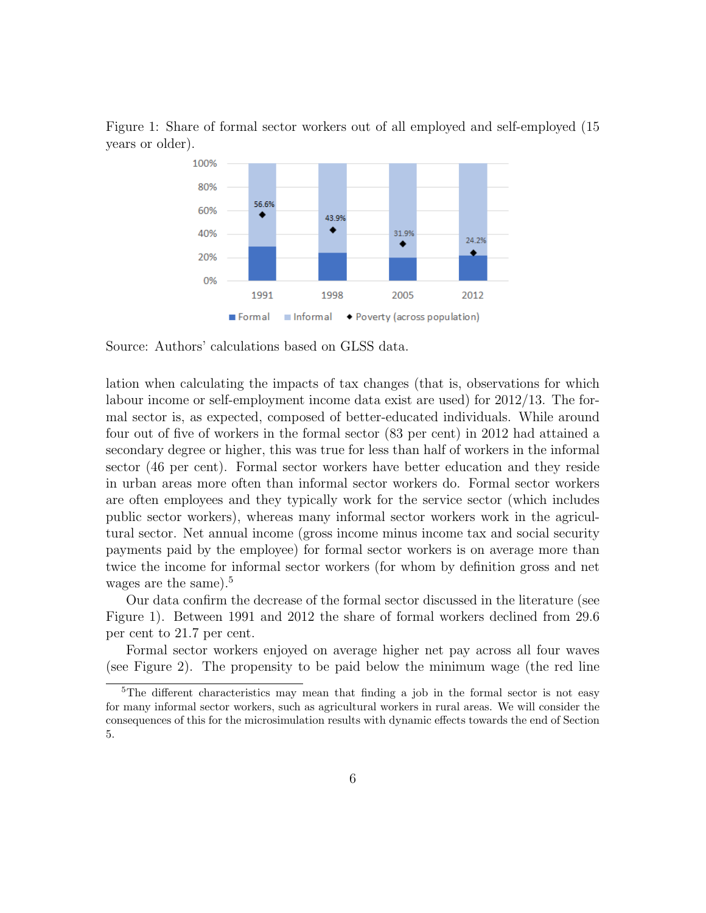Figure 1: Share of formal sector workers out of all employed and self-employed (15 years or older).

Source: Authors' calculations based on GLSS data.

lation when calculating the impacts of tax changes (that is, observations for which labour income or self-employment income data exist are used) for 2012/13. The formal sector is, as expected, composed of better-educated individuals. While around four out of five of workers in the formal sector (83 per cent) in 2012 had attained a secondary degree or higher, this was true for less than half of workers in the informal sector (46 per cent). Formal sector workers have better education and they reside in urban areas more often than informal sector workers do. Formal sector workers are often employees and they typically work for the service sector (which includes public sector workers), whereas many informal sector workers work in the agricultural sector. Net annual income (gross income minus income tax and social security payments paid by the employee) for formal sector workers is on average more than twice the income for informal sector workers (for whom by definition gross and net wages are the same).[5]

Our data confirm the decrease of the formal sector discussed in the literature (see Figure 1). Between 1991 and 2012 the share of formal workers declined from 29.6 per cent to 21.7 per cent.

Formal sector workers enjoyed on average higher net pay across all four waves (see Figure 2). The propensity to be paid below the minimum wage (the red line

[5]The different characteristics may mean that finding a job in the formal sector is not easy for many informal sector workers, such as agricultural workers in rural areas. We will consider the consequences of this for the microsimulation results with dynamic effects towards the end of Section 5.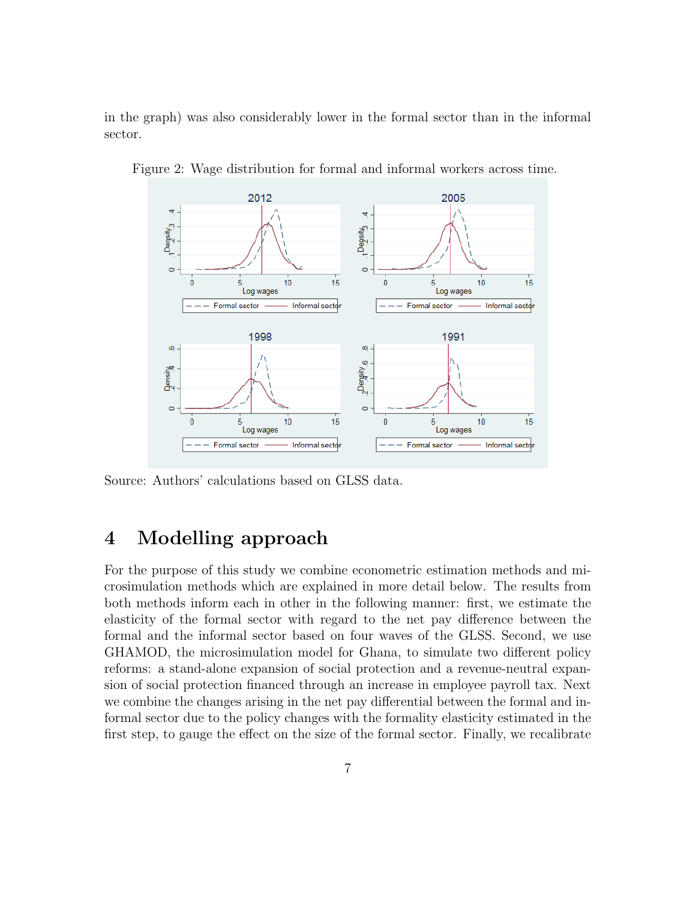in the graph) was also considerably lower in the formal sector than in the informal sector.

Figure 2: Wage distribution for formal and informal workers across time.

Source: Authors' calculations based on GLSS data.

# 4 Modelling approach

For the purpose of this study we combine econometric estimation methods and microsimulation methods which are explained in more detail below. The results from both methods inform each in other in the following manner: first, we estimate the elasticity of the formal sector with regard to the net pay difference between the formal and the informal sector based on four waves of the GLSS. Second, we use GHAMOD, the microsimulation model for Ghana, to simulate two different policy reforms: a stand-alone expansion of social protection and a revenue-neutral expansion of social protection financed through an increase in employee payroll tax. Next we combine the changes arising in the net pay differential between the formal and informal sector due to the policy changes with the formality elasticity estimated in the first step, to gauge the effect on the size of the formal sector. Finally, we recalibrate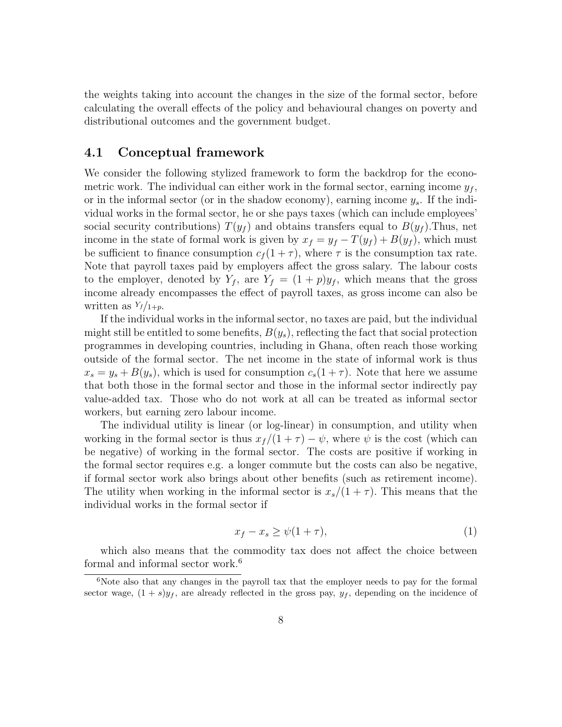the weights taking into account the changes in the size of the formal sector, before calculating the overall effects of the policy and behavioural changes on poverty and distributional outcomes and the government budget.

## 4.1 Conceptual framework

We consider the following stylized framework to form the backdrop for the econometric work. The individual can either work in the formal sector, earning income $y_f$, or in the informal sector (or in the shadow economy), earning income $y_s$. If the individual works in the formal sector, he or she pays taxes (which can include employees' social security contributions) $T(y_f)$ and obtains transfers equal to $B(y_f)$.Thus, net income in the state of formal work is given by $x_f = y_f - T(y_f) + B(y_f)$, which must be sufficient to finance consumption $c_f(1 + \tau)$, where $\tau$ is the consumption tax rate. Note that payroll taxes paid by employers affect the gross salary. The labour costs to the employer, denoted by $Y_f$, are $Y_f = (1 + p)y_f$, which means that the gross income already encompasses the effect of payroll taxes, as gross income can also be written as $Y_f/1+p$.

If the individual works in the informal sector, no taxes are paid, but the individual might still be entitled to some benefits, $B(y_s)$, reflecting the fact that social protection programmes in developing countries, including in Ghana, often reach those working outside of the formal sector. The net income in the state of informal work is thus $x_s = y_s + B(y_s)$, which is used for consumption $c_s(1 + \tau)$. Note that here we assume that both those in the formal sector and those in the informal sector indirectly pay value-added tax. Those who do not work at all can be treated as informal sector workers, but earning zero labour income.

The individual utility is linear (or log-linear) in consumption, and utility when working in the formal sector is thus $x_f/(1 + \tau) - \psi$, where $\psi$ is the cost (which can be negative) of working in the formal sector. The costs are positive if working in the formal sector requires e.g. a longer commute but the costs can also be negative, if formal sector work also brings about other benefits (such as retirement income). The utility when working in the informal sector is $x_s/(1 + \tau)$. This means that the individual works in the formal sector if

$$x_f - x_s \geq \psi(1 + \tau), \tag{1}$$

which also means that the commodity tax does not affect the choice between formal and informal sector work.[6]

[6]Note also that any changes in the payroll tax that the employer needs to pay for the formal sector wage, $(1 + s)y_f$, are already reflected in the gross pay, $y_f$, depending on the incidence of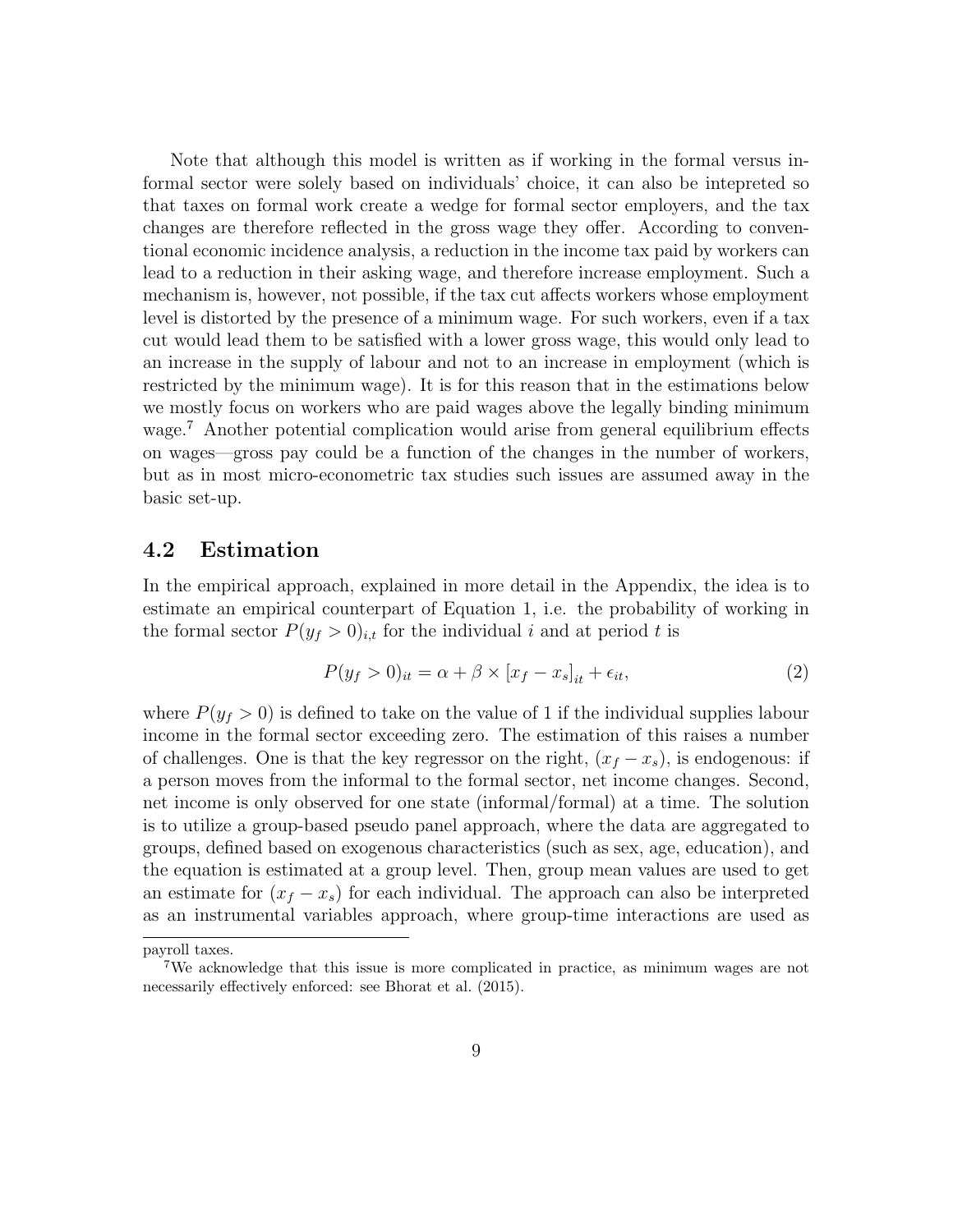Note that although this model is written as if working in the formal versus informal sector were solely based on individuals' choice, it can also be intepreted so that taxes on formal work create a wedge for formal sector employers, and the tax changes are therefore reflected in the gross wage they offer. According to conventional economic incidence analysis, a reduction in the income tax paid by workers can lead to a reduction in their asking wage, and therefore increase employment. Such a mechanism is, however, not possible, if the tax cut affects workers whose employment level is distorted by the presence of a minimum wage. For such workers, even if a tax cut would lead them to be satisfied with a lower gross wage, this would only lead to an increase in the supply of labour and not to an increase in employment (which is restricted by the minimum wage). It is for this reason that in the estimations below we mostly focus on workers who are paid wages above the legally binding minimum wage.[7] Another potential complication would arise from general equilibrium effects on wages—gross pay could be a function of the changes in the number of workers, but as in most micro-econometric tax studies such issues are assumed away in the basic set-up.

## 4.2 Estimation

In the empirical approach, explained in more detail in the Appendix, the idea is to estimate an empirical counterpart of Equation 1, i.e. the probability of working in the formal sector $P(y_f > 0)_{i,t}$ for the individual $i$ and at period $t$ is

$$P(y_f > 0)_{it} = \alpha + \beta \times [x_f - x_s]_{it} + \epsilon_{it}, \tag{2}$$

where $P(y_f > 0)$ is defined to take on the value of 1 if the individual supplies labour income in the formal sector exceeding zero. The estimation of this raises a number of challenges. One is that the key regressor on the right, $(x_f - x_s)$, is endogenous: if a person moves from the informal to the formal sector, net income changes. Second, net income is only observed for one state (informal/formal) at a time. The solution is to utilize a group-based pseudo panel approach, where the data are aggregated to groups, defined based on exogenous characteristics (such as sex, age, education), and the equation is estimated at a group level. Then, group mean values are used to get an estimate for $(x_f - x_s)$ for each individual. The approach can also be interpreted as an instrumental variables approach, where group-time interactions are used as

payroll taxes.

[7]We acknowledge that this issue is more complicated in practice, as minimum wages are not necessarily effectively enforced: see Bhorat et al. (2015).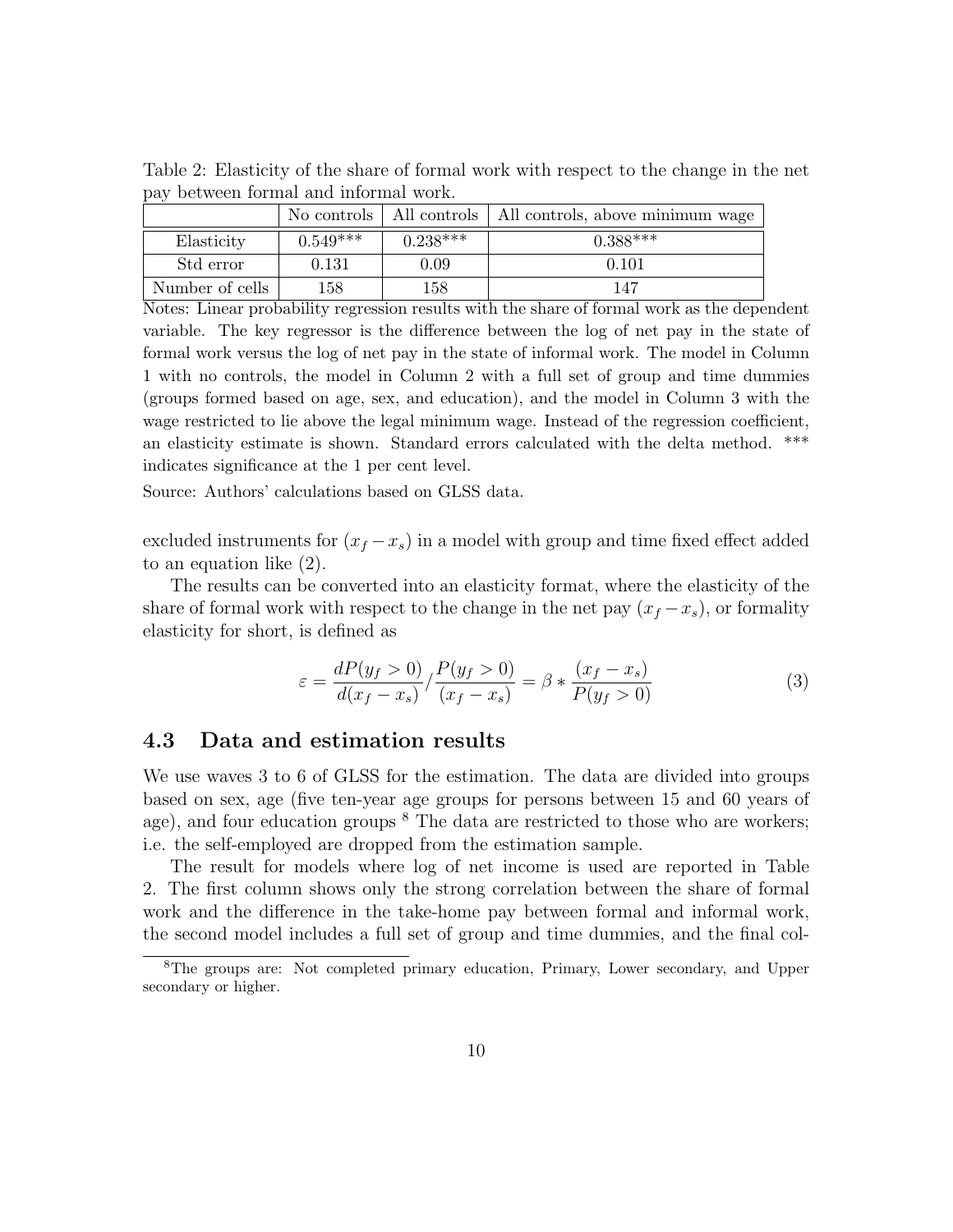Table 2: Elasticity of the share of formal work with respect to the change in the net pay between formal and informal work.

| | No controls | All controls | All controls, above minimum wage |
|---|---|---|---|
| Elasticity | 0.549*** | 0.238*** | 0.388*** |
| Std error | 0.131 | 0.09 | 0.101 |
| Number of cells | 158 | 158 | 147 |

Notes: Linear probability regression results with the share of formal work as the dependent variable. The key regressor is the difference between the log of net pay in the state of formal work versus the log of net pay in the state of informal work. The model in Column 1 with no controls, the model in Column 2 with a full set of group and time dummies (groups formed based on age, sex, and education), and the model in Column 3 with the wage restricted to lie above the legal minimum wage. Instead of the regression coefficient, an elasticity estimate is shown. Standard errors calculated with the delta method. *** indicates significance at the 1 per cent level.

Source: Authors' calculations based on GLSS data.

excluded instruments for $(x_f - x_s)$ in a model with group and time fixed effect added to an equation like (2).

The results can be converted into an elasticity format, where the elasticity of the share of formal work with respect to the change in the net pay $(x_f - x_s)$, or formality elasticity for short, is defined as

$$\varepsilon = \frac{dP(y_f > 0)}{d(x_f - x_s)} / \frac{P(y_f > 0)}{(x_f - x_s)} = \beta * \frac{(x_f - x_s)}{P(y_f > 0)} \tag{3}$$

### 4.3 Data and estimation results

We use waves 3 to 6 of GLSS for the estimation. The data are divided into groups based on sex, age (five ten-year age groups for persons between 15 and 60 years of age), and four education groups [8] The data are restricted to those who are workers; i.e. the self-employed are dropped from the estimation sample.

The result for models where log of net income is used are reported in Table 2. The first column shows only the strong correlation between the share of formal work and the difference in the take-home pay between formal and informal work, the second model includes a full set of group and time dummies, and the final col-

[8] The groups are: Not completed primary education, Primary, Lower secondary, and Upper secondary or higher.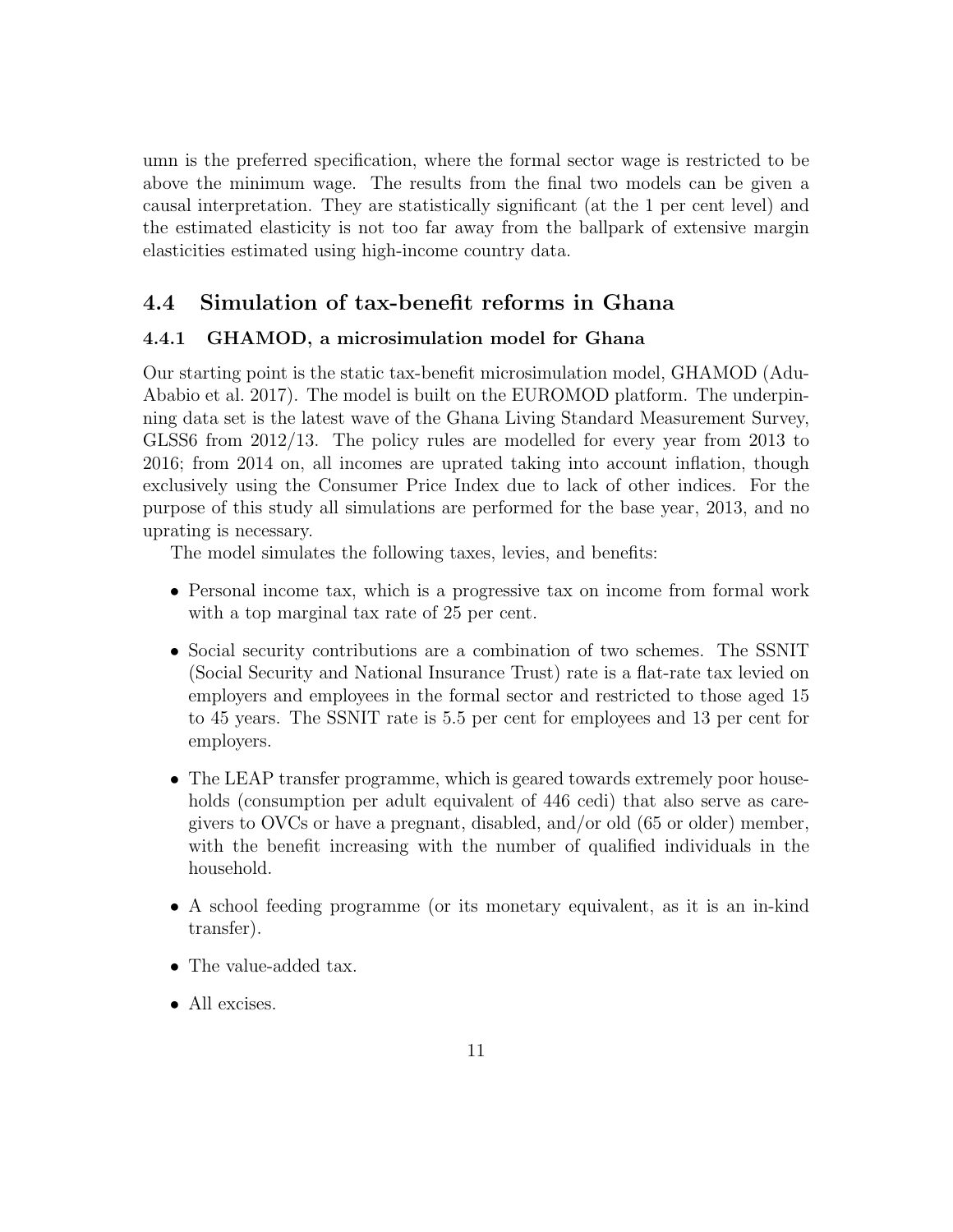umn is the preferred specification, where the formal sector wage is restricted to be above the minimum wage. The results from the final two models can be given a causal interpretation. They are statistically significant (at the 1 per cent level) and the estimated elasticity is not too far away from the ballpark of extensive margin elasticities estimated using high-income country data.

## 4.4 Simulation of tax-benefit reforms in Ghana

### 4.4.1 GHAMOD, a microsimulation model for Ghana

Our starting point is the static tax-benefit microsimulation model, GHAMOD (Adu-Ababio et al. 2017). The model is built on the EUROMOD platform. The underpinning data set is the latest wave of the Ghana Living Standard Measurement Survey, GLSS6 from 2012/13. The policy rules are modelled for every year from 2013 to 2016; from 2014 on, all incomes are uprated taking into account inflation, though exclusively using the Consumer Price Index due to lack of other indices. For the purpose of this study all simulations are performed for the base year, 2013, and no uprating is necessary.

The model simulates the following taxes, levies, and benefits:

- Personal income tax, which is a progressive tax on income from formal work with a top marginal tax rate of 25 per cent.
- Social security contributions are a combination of two schemes. The SSNIT (Social Security and National Insurance Trust) rate is a flat-rate tax levied on employers and employees in the formal sector and restricted to those aged 15 to 45 years. The SSNIT rate is 5.5 per cent for employees and 13 per cent for employers.
- The LEAP transfer programme, which is geared towards extremely poor households (consumption per adult equivalent of 446 cedi) that also serve as caregivers to OVCs or have a pregnant, disabled, and/or old (65 or older) member, with the benefit increasing with the number of qualified individuals in the household.
- A school feeding programme (or its monetary equivalent, as it is an in-kind transfer).
- The value-added tax.
- All excises.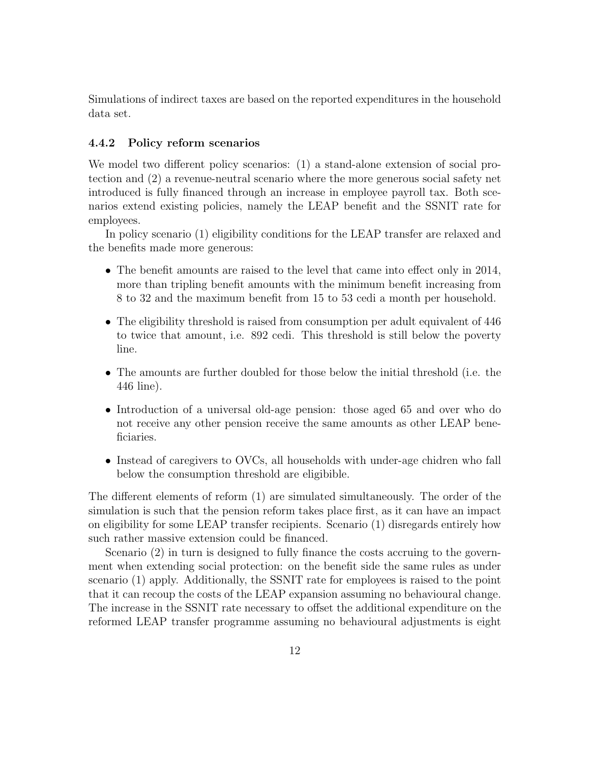Simulations of indirect taxes are based on the reported expenditures in the household data set.

### 4.4.2 Policy reform scenarios

We model two different policy scenarios: (1) a stand-alone extension of social protection and (2) a revenue-neutral scenario where the more generous social safety net introduced is fully financed through an increase in employee payroll tax. Both scenarios extend existing policies, namely the LEAP benefit and the SSNIT rate for employees.

In policy scenario (1) eligibility conditions for the LEAP transfer are relaxed and the benefits made more generous:

- The benefit amounts are raised to the level that came into effect only in 2014, more than tripling benefit amounts with the minimum benefit increasing from 8 to 32 and the maximum benefit from 15 to 53 cedi a month per household.
- The eligibility threshold is raised from consumption per adult equivalent of 446 to twice that amount, i.e. 892 cedi. This threshold is still below the poverty line.
- The amounts are further doubled for those below the initial threshold (i.e. the 446 line).
- Introduction of a universal old-age pension: those aged 65 and over who do not receive any other pension receive the same amounts as other LEAP beneficiaries.
- Instead of caregivers to OVCs, all households with under-age chidren who fall below the consumption threshold are eligibible.

The different elements of reform (1) are simulated simultaneously. The order of the simulation is such that the pension reform takes place first, as it can have an impact on eligibility for some LEAP transfer recipients. Scenario (1) disregards entirely how such rather massive extension could be financed.

Scenario (2) in turn is designed to fully finance the costs accruing to the government when extending social protection: on the benefit side the same rules as under scenario (1) apply. Additionally, the SSNIT rate for employees is raised to the point that it can recoup the costs of the LEAP expansion assuming no behavioural change. The increase in the SSNIT rate necessary to offset the additional expenditure on the reformed LEAP transfer programme assuming no behavioural adjustments is eight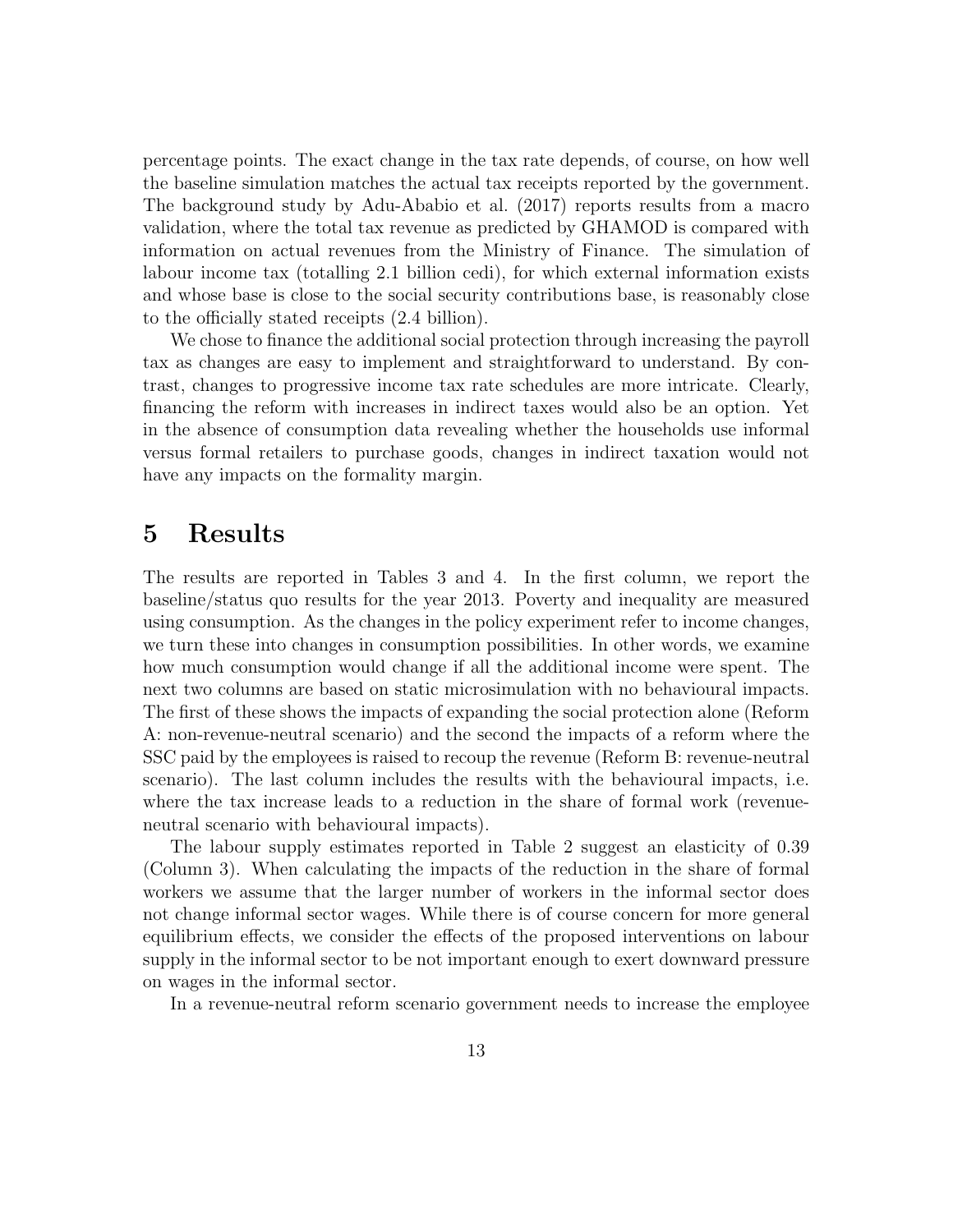percentage points. The exact change in the tax rate depends, of course, on how well the baseline simulation matches the actual tax receipts reported by the government. The background study by Adu-Ababio et al. (2017) reports results from a macro validation, where the total tax revenue as predicted by GHAMOD is compared with information on actual revenues from the Ministry of Finance. The simulation of labour income tax (totalling 2.1 billion cedi), for which external information exists and whose base is close to the social security contributions base, is reasonably close to the officially stated receipts (2.4 billion).

We chose to finance the additional social protection through increasing the payroll tax as changes are easy to implement and straightforward to understand. By contrast, changes to progressive income tax rate schedules are more intricate. Clearly, financing the reform with increases in indirect taxes would also be an option. Yet in the absence of consumption data revealing whether the households use informal versus formal retailers to purchase goods, changes in indirect taxation would not have any impacts on the formality margin.

# 5 Results

The results are reported in Tables 3 and 4. In the first column, we report the baseline/status quo results for the year 2013. Poverty and inequality are measured using consumption. As the changes in the policy experiment refer to income changes, we turn these into changes in consumption possibilities. In other words, we examine how much consumption would change if all the additional income were spent. The next two columns are based on static microsimulation with no behavioural impacts. The first of these shows the impacts of expanding the social protection alone (Reform A: non-revenue-neutral scenario) and the second the impacts of a reform where the SSC paid by the employees is raised to recoup the revenue (Reform B: revenue-neutral scenario). The last column includes the results with the behavioural impacts, i.e. where the tax increase leads to a reduction in the share of formal work (revenue-neutral scenario with behavioural impacts).

The labour supply estimates reported in Table 2 suggest an elasticity of 0.39 (Column 3). When calculating the impacts of the reduction in the share of formal workers we assume that the larger number of workers in the informal sector does not change informal sector wages. While there is of course concern for more general equilibrium effects, we consider the effects of the proposed interventions on labour supply in the informal sector to be not important enough to exert downward pressure on wages in the informal sector.

In a revenue-neutral reform scenario government needs to increase the employee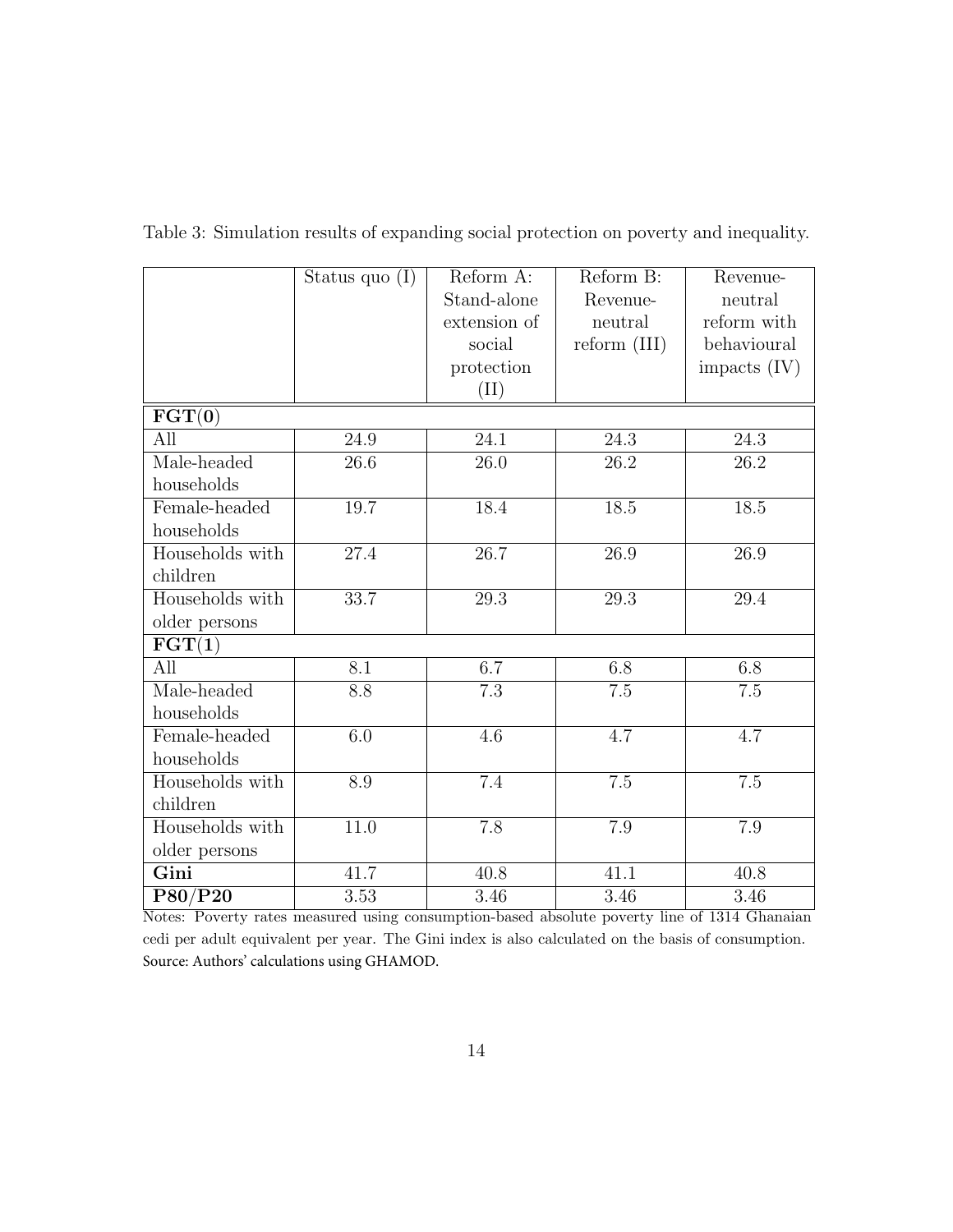Table 3: Simulation results of expanding social protection on poverty and inequality.

| | Status quo (I) | Reform A: Stand-alone extension of social protection (II) | Reform B: Revenue-neutral reform (III) | Revenue-neutral reform with behavioural impacts (IV) |
|---|---|---|---|---|
| **FGT(0)** | | | | |
| All | 24.9 | 24.1 | 24.3 | 24.3 |
| Male-headed households | 26.6 | 26.0 | 26.2 | 26.2 |
| Female-headed households | 19.7 | 18.4 | 18.5 | 18.5 |
| Households with children | 27.4 | 26.7 | 26.9 | 26.9 |
| Households with older persons | 33.7 | 29.3 | 29.3 | 29.4 |
| **FGT(1)** | | | | |
| All | 8.1 | 6.7 | 6.8 | 6.8 |
| Male-headed households | 8.8 | 7.3 | 7.5 | 7.5 |
| Female-headed households | 6.0 | 4.6 | 4.7 | 4.7 |
| Households with children | 8.9 | 7.4 | 7.5 | 7.5 |
| Households with older persons | 11.0 | 7.8 | 7.9 | 7.9 |
| **Gini** | 41.7 | 40.8 | 41.1 | 40.8 |
| **P80/P20** | 3.53 | 3.46 | 3.46 | 3.46 |

Notes: Poverty rates measured using consumption-based absolute poverty line of 1314 Ghanaian cedi per adult equivalent per year. The Gini index is also calculated on the basis of consumption.
Source: Authors' calculations using GHAMOD.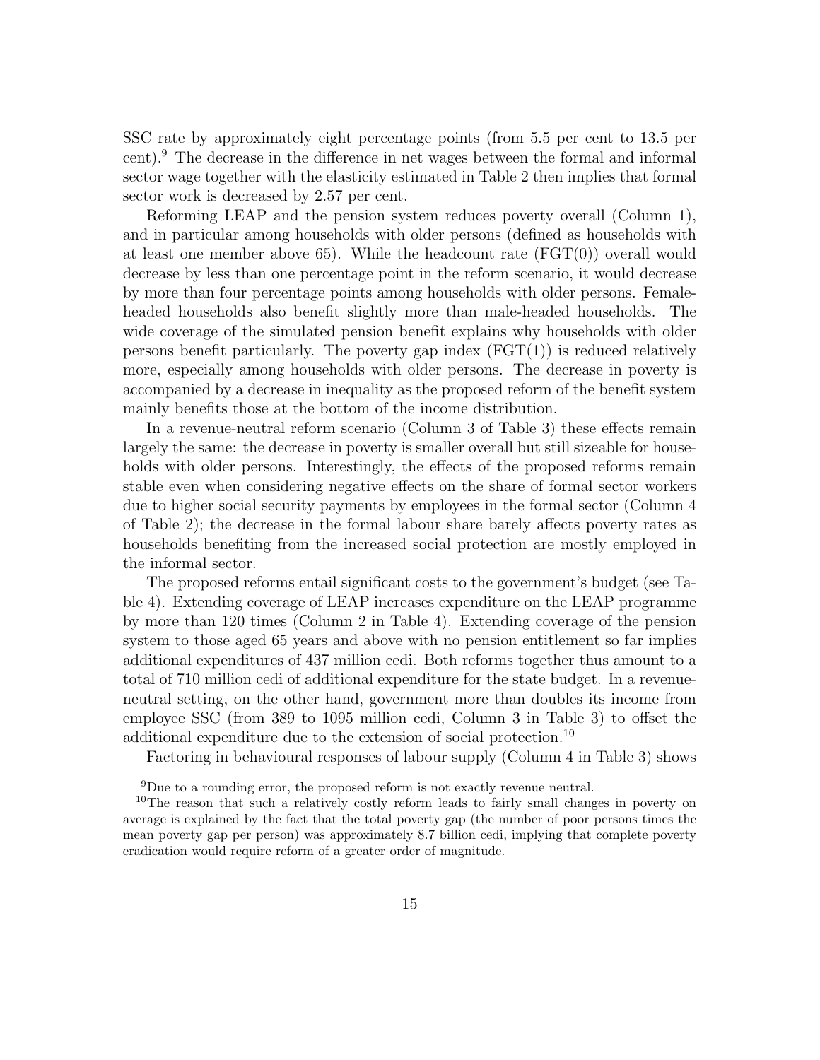SSC rate by approximately eight percentage points (from 5.5 per cent to 13.5 per cent).[9] The decrease in the difference in net wages between the formal and informal sector wage together with the elasticity estimated in Table 2 then implies that formal sector work is decreased by 2.57 per cent.

Reforming LEAP and the pension system reduces poverty overall (Column 1), and in particular among households with older persons (defined as households with at least one member above 65). While the headcount rate (FGT(0)) overall would decrease by less than one percentage point in the reform scenario, it would decrease by more than four percentage points among households with older persons. Female-headed households also benefit slightly more than male-headed households. The wide coverage of the simulated pension benefit explains why households with older persons benefit particularly. The poverty gap index (FGT(1)) is reduced relatively more, especially among households with older persons. The decrease in poverty is accompanied by a decrease in inequality as the proposed reform of the benefit system mainly benefits those at the bottom of the income distribution.

In a revenue-neutral reform scenario (Column 3 of Table 3) these effects remain largely the same: the decrease in poverty is smaller overall but still sizeable for households with older persons. Interestingly, the effects of the proposed reforms remain stable even when considering negative effects on the share of formal sector workers due to higher social security payments by employees in the formal sector (Column 4 of Table 2); the decrease in the formal labour share barely affects poverty rates as households benefiting from the increased social protection are mostly employed in the informal sector.

The proposed reforms entail significant costs to the government's budget (see Table 4). Extending coverage of LEAP increases expenditure on the LEAP programme by more than 120 times (Column 2 in Table 4). Extending coverage of the pension system to those aged 65 years and above with no pension entitlement so far implies additional expenditures of 437 million cedi. Both reforms together thus amount to a total of 710 million cedi of additional expenditure for the state budget. In a revenue-neutral setting, on the other hand, government more than doubles its income from employee SSC (from 389 to 1095 million cedi, Column 3 in Table 3) to offset the additional expenditure due to the extension of social protection.[10]

Factoring in behavioural responses of labour supply (Column 4 in Table 3) shows

[9] Due to a rounding error, the proposed reform is not exactly revenue neutral.

[10] The reason that such a relatively costly reform leads to fairly small changes in poverty on average is explained by the fact that the total poverty gap (the number of poor persons times the mean poverty gap per person) was approximately 8.7 billion cedi, implying that complete poverty eradication would require reform of a greater order of magnitude.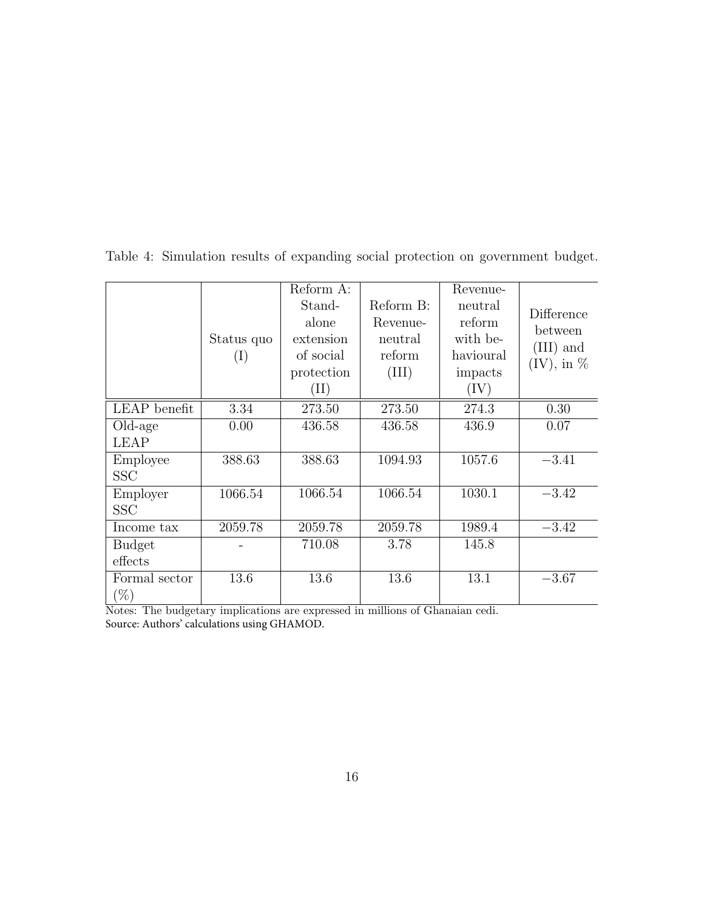Table 4: Simulation results of expanding social protection on government budget.

| | Status quo (I) | Reform A: Stand-alone extension of social protection (II) | Reform B: Revenue-neutral reform (III) | Revenue-neutral reform with behavioural impacts (IV) | Difference between (III) and (IV), in % |
|---|---|---|---|---|---|
| LEAP benefit | 3.34 | 273.50 | 273.50 | 274.3 | 0.30 |
| Old-age LEAP | 0.00 | 436.58 | 436.58 | 436.9 | 0.07 |
| Employee SSC | 388.63 | 388.63 | 1094.93 | 1057.6 | −3.41 |
| Employer SSC | 1066.54 | 1066.54 | 1066.54 | 1030.1 | −3.42 |
| Income tax | 2059.78 | 2059.78 | 2059.78 | 1989.4 | −3.42 |
| Budget effects | - | 710.08 | 3.78 | 145.8 | |
| Formal sector (%) | 13.6 | 13.6 | 13.6 | 13.1 | −3.67 |

Notes: The budgetary implications are expressed in millions of Ghanaian cedi.
Source: Authors' calculations using GHAMOD.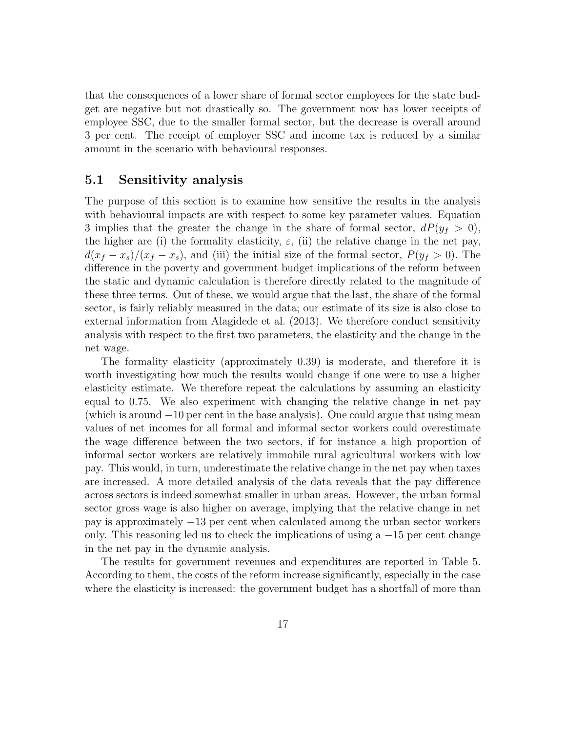that the consequences of a lower share of formal sector employees for the state budget are negative but not drastically so. The government now has lower receipts of employee SSC, due to the smaller formal sector, but the decrease is overall around 3 per cent. The receipt of employer SSC and income tax is reduced by a similar amount in the scenario with behavioural responses.

## 5.1 Sensitivity analysis

The purpose of this section is to examine how sensitive the results in the analysis with behavioural impacts are with respect to some key parameter values. Equation 3 implies that the greater the change in the share of formal sector, $dP(y_f > 0)$, the higher are (i) the formality elasticity, $\varepsilon$, (ii) the relative change in the net pay, $d(x_f - x_s)/(x_f - x_s)$, and (iii) the initial size of the formal sector, $P(y_f > 0)$. The difference in the poverty and government budget implications of the reform between the static and dynamic calculation is therefore directly related to the magnitude of these three terms. Out of these, we would argue that the last, the share of the formal sector, is fairly reliably measured in the data; our estimate of its size is also close to external information from Alagidede et al. (2013). We therefore conduct sensitivity analysis with respect to the first two parameters, the elasticity and the change in the net wage.

The formality elasticity (approximately 0.39) is moderate, and therefore it is worth investigating how much the results would change if one were to use a higher elasticity estimate. We therefore repeat the calculations by assuming an elasticity equal to 0.75. We also experiment with changing the relative change in net pay (which is around $-10$ per cent in the base analysis). One could argue that using mean values of net incomes for all formal and informal sector workers could overestimate the wage difference between the two sectors, if for instance a high proportion of informal sector workers are relatively immobile rural agricultural workers with low pay. This would, in turn, underestimate the relative change in the net pay when taxes are increased. A more detailed analysis of the data reveals that the pay difference across sectors is indeed somewhat smaller in urban areas. However, the urban formal sector gross wage is also higher on average, implying that the relative change in net pay is approximately $-13$ per cent when calculated among the urban sector workers only. This reasoning led us to check the implications of using a $-15$ per cent change in the net pay in the dynamic analysis.

The results for government revenues and expenditures are reported in Table 5. According to them, the costs of the reform increase significantly, especially in the case where the elasticity is increased: the government budget has a shortfall of more than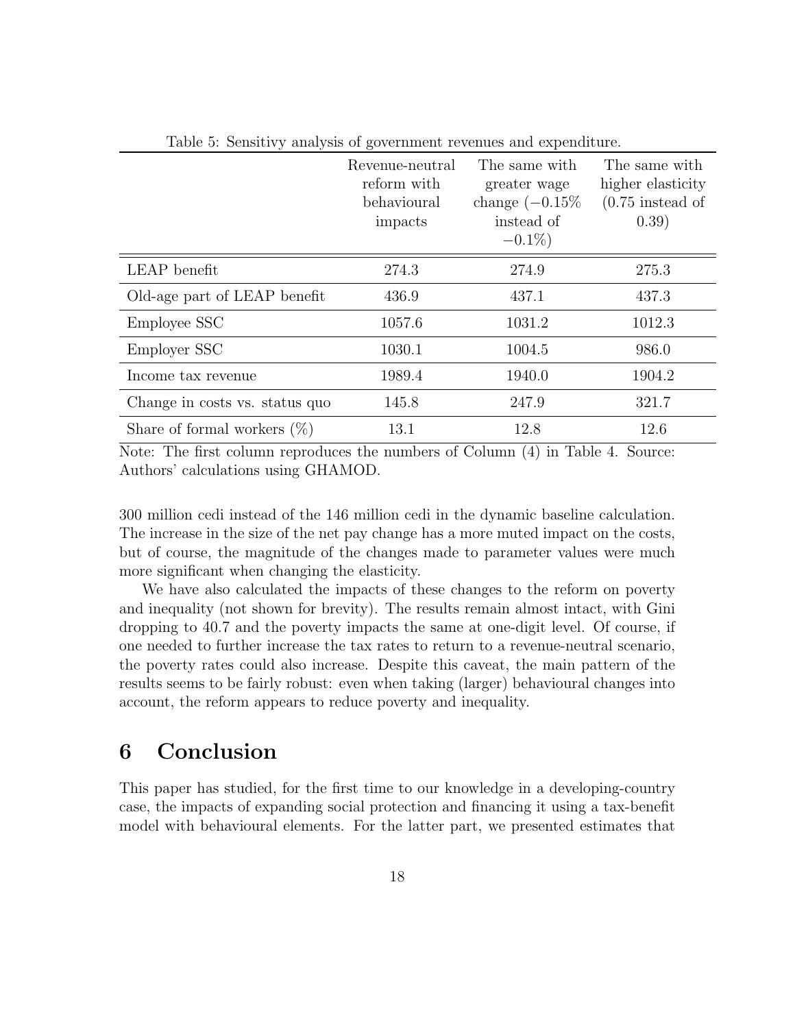Table 5: Sensitivy analysis of government revenues and expenditure.

| | Revenue-neutral reform with behavioural impacts | The same with greater wage change (−0.15% instead of −0.1%) | The same with higher elasticity (0.75 instead of 0.39) |
|---|---|---|---|
| LEAP benefit | 274.3 | 274.9 | 275.3 |
| Old-age part of LEAP benefit | 436.9 | 437.1 | 437.3 |
| Employee SSC | 1057.6 | 1031.2 | 1012.3 |
| Employer SSC | 1030.1 | 1004.5 | 986.0 |
| Income tax revenue | 1989.4 | 1940.0 | 1904.2 |
| Change in costs vs. status quo | 145.8 | 247.9 | 321.7 |
| Share of formal workers (%) | 13.1 | 12.8 | 12.6 |

Note: The first column reproduces the numbers of Column (4) in Table 4. Source: Authors' calculations using GHAMOD.

300 million cedi instead of the 146 million cedi in the dynamic baseline calculation. The increase in the size of the net pay change has a more muted impact on the costs, but of course, the magnitude of the changes made to parameter values were much more significant when changing the elasticity.

We have also calculated the impacts of these changes to the reform on poverty and inequality (not shown for brevity). The results remain almost intact, with Gini dropping to 40.7 and the poverty impacts the same at one-digit level. Of course, if one needed to further increase the tax rates to return to a revenue-neutral scenario, the poverty rates could also increase. Despite this caveat, the main pattern of the results seems to be fairly robust: even when taking (larger) behavioural changes into account, the reform appears to reduce poverty and inequality.

# 6 Conclusion

This paper has studied, for the first time to our knowledge in a developing-country case, the impacts of expanding social protection and financing it using a tax-benefit model with behavioural elements. For the latter part, we presented estimates that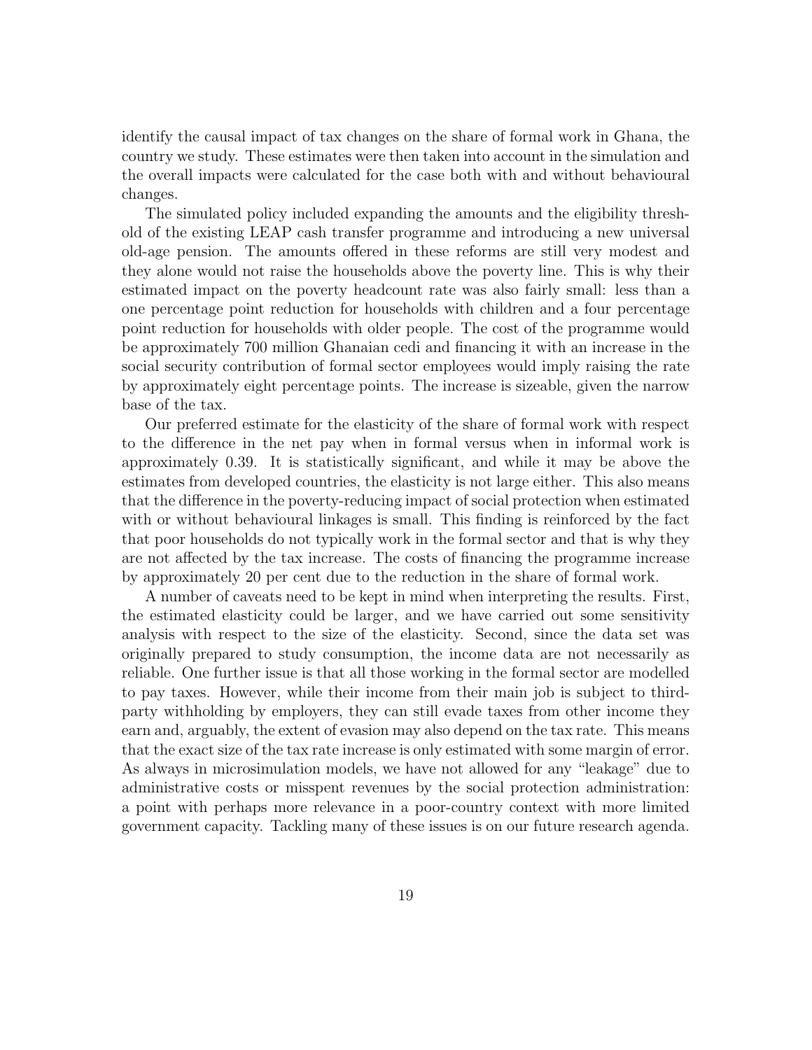identify the causal impact of tax changes on the share of formal work in Ghana, the country we study. These estimates were then taken into account in the simulation and the overall impacts were calculated for the case both with and without behavioural changes.

The simulated policy included expanding the amounts and the eligibility threshold of the existing LEAP cash transfer programme and introducing a new universal old-age pension. The amounts offered in these reforms are still very modest and they alone would not raise the households above the poverty line. This is why their estimated impact on the poverty headcount rate was also fairly small: less than a one percentage point reduction for households with children and a four percentage point reduction for households with older people. The cost of the programme would be approximately 700 million Ghanaian cedi and financing it with an increase in the social security contribution of formal sector employees would imply raising the rate by approximately eight percentage points. The increase is sizeable, given the narrow base of the tax.

Our preferred estimate for the elasticity of the share of formal work with respect to the difference in the net pay when in formal versus when in informal work is approximately 0.39. It is statistically significant, and while it may be above the estimates from developed countries, the elasticity is not large either. This also means that the difference in the poverty-reducing impact of social protection when estimated with or without behavioural linkages is small. This finding is reinforced by the fact that poor households do not typically work in the formal sector and that is why they are not affected by the tax increase. The costs of financing the programme increase by approximately 20 per cent due to the reduction in the share of formal work.

A number of caveats need to be kept in mind when interpreting the results. First, the estimated elasticity could be larger, and we have carried out some sensitivity analysis with respect to the size of the elasticity. Second, since the data set was originally prepared to study consumption, the income data are not necessarily as reliable. One further issue is that all those working in the formal sector are modelled to pay taxes. However, while their income from their main job is subject to third-party withholding by employers, they can still evade taxes from other income they earn and, arguably, the extent of evasion may also depend on the tax rate. This means that the exact size of the tax rate increase is only estimated with some margin of error. As always in microsimulation models, we have not allowed for any "leakage" due to administrative costs or misspent revenues by the social protection administration: a point with perhaps more relevance in a poor-country context with more limited government capacity. Tackling many of these issues is on our future research agenda.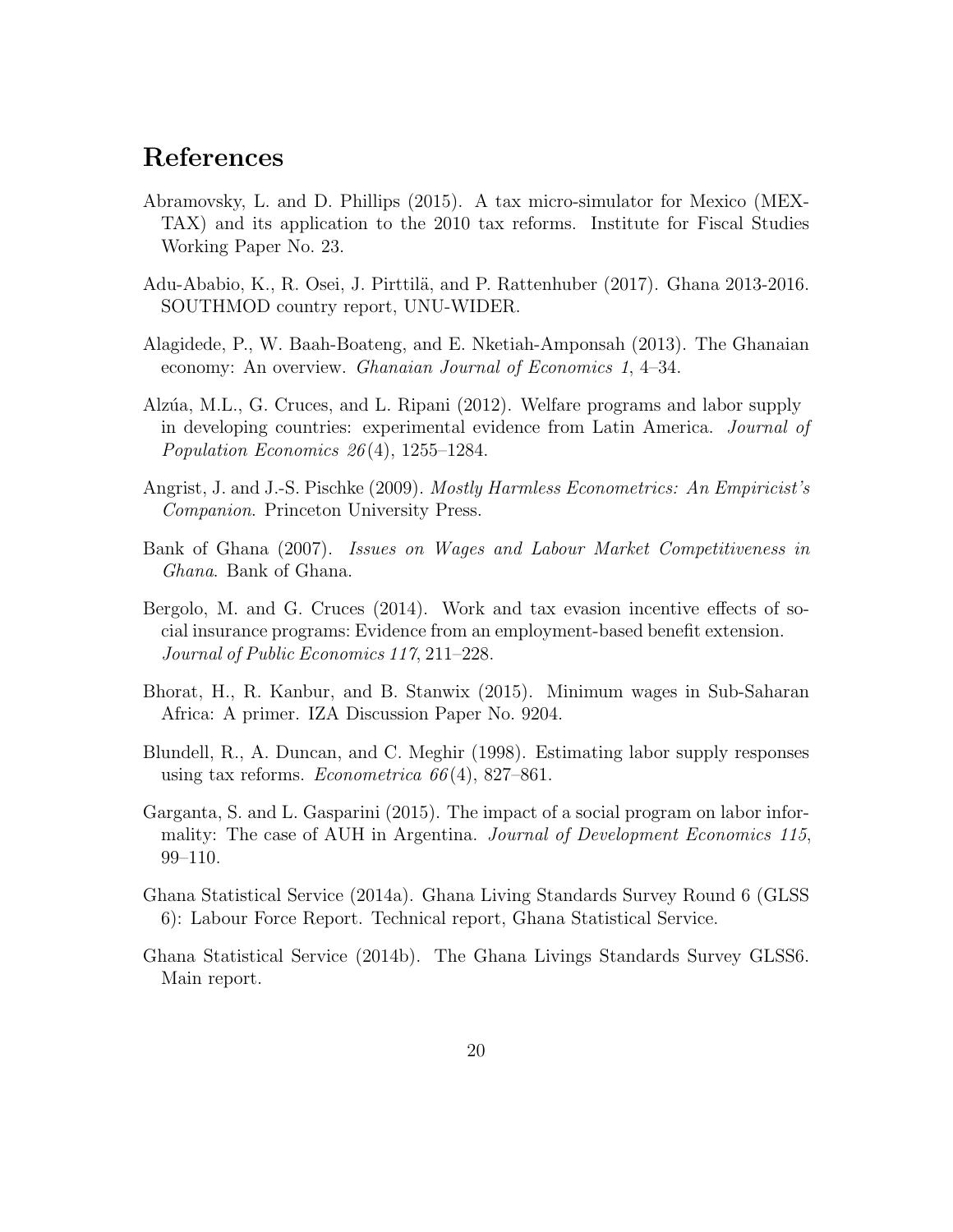# References

Abramovsky, L. and D. Phillips (2015). A tax micro-simulator for Mexico (MEXTAX) and its application to the 2010 tax reforms. Institute for Fiscal Studies Working Paper No. 23.

Adu-Ababio, K., R. Osei, J. Pirttilä, and P. Rattenhuber (2017). Ghana 2013-2016. SOUTHMOD country report, UNU-WIDER.

Alagidede, P., W. Baah-Boateng, and E. Nketiah-Amponsah (2013). The Ghanaian economy: An overview. *Ghanaian Journal of Economics 1*, 4–34.

Alzúa, M.L., G. Cruces, and L. Ripani (2012). Welfare programs and labor supply in developing countries: experimental evidence from Latin America. *Journal of Population Economics 26*(4), 1255–1284.

Angrist, J. and J.-S. Pischke (2009). *Mostly Harmless Econometrics: An Empiricist's Companion*. Princeton University Press.

Bank of Ghana (2007). *Issues on Wages and Labour Market Competitiveness in Ghana*. Bank of Ghana.

Bergolo, M. and G. Cruces (2014). Work and tax evasion incentive effects of social insurance programs: Evidence from an employment-based benefit extension. *Journal of Public Economics 117*, 211–228.

Bhorat, H., R. Kanbur, and B. Stanwix (2015). Minimum wages in Sub-Saharan Africa: A primer. IZA Discussion Paper No. 9204.

Blundell, R., A. Duncan, and C. Meghir (1998). Estimating labor supply responses using tax reforms. *Econometrica 66*(4), 827–861.

Garganta, S. and L. Gasparini (2015). The impact of a social program on labor informality: The case of AUH in Argentina. *Journal of Development Economics 115*, 99–110.

Ghana Statistical Service (2014a). Ghana Living Standards Survey Round 6 (GLSS 6): Labour Force Report. Technical report, Ghana Statistical Service.

Ghana Statistical Service (2014b). The Ghana Livings Standards Survey GLSS6. Main report.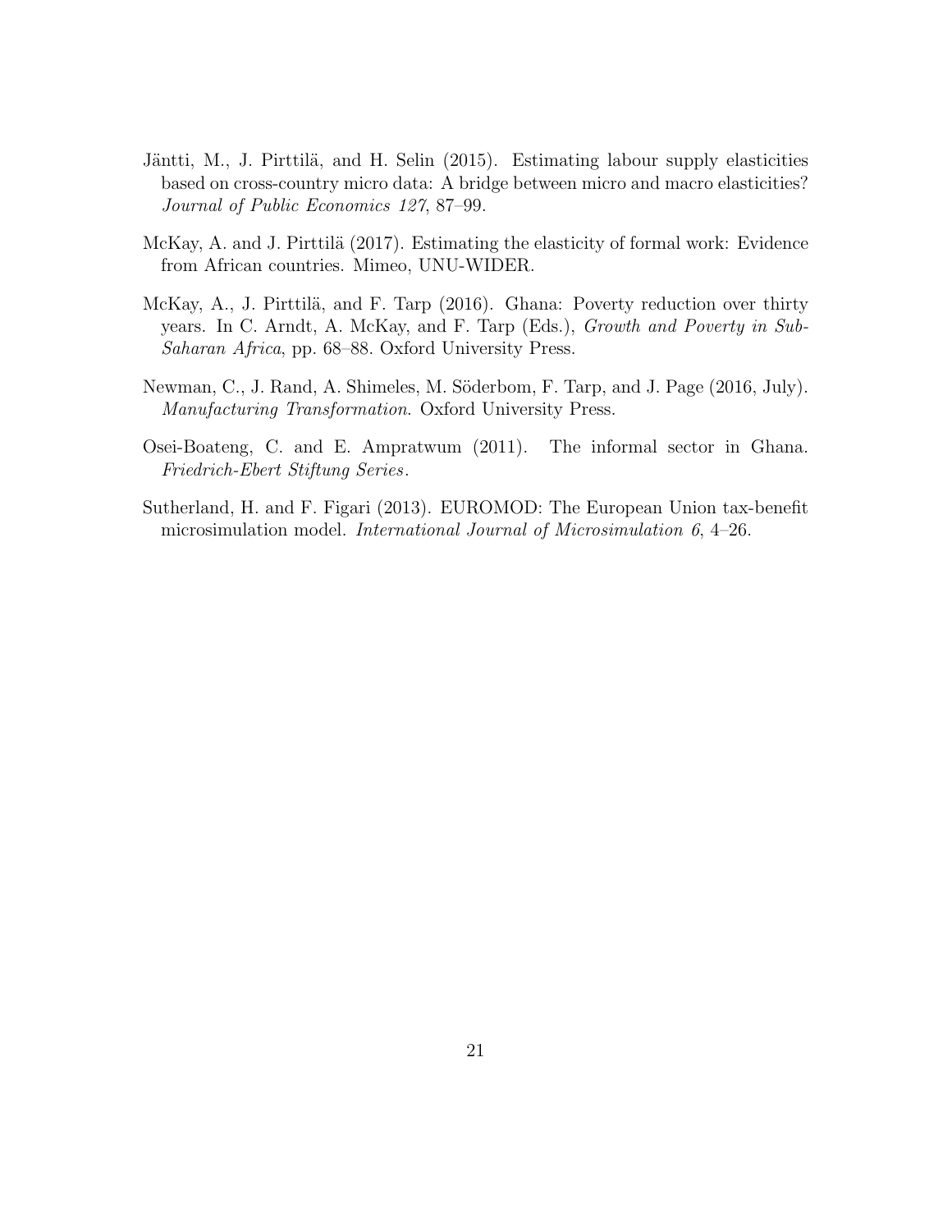Jäntti, M., J. Pirttilä, and H. Selin (2015). Estimating labour supply elasticities based on cross-country micro data: A bridge between micro and macro elasticities? *Journal of Public Economics 127*, 87–99.

McKay, A. and J. Pirttilä (2017). Estimating the elasticity of formal work: Evidence from African countries. Mimeo, UNU-WIDER.

McKay, A., J. Pirttilä, and F. Tarp (2016). Ghana: Poverty reduction over thirty years. In C. Arndt, A. McKay, and F. Tarp (Eds.), *Growth and Poverty in Sub-Saharan Africa*, pp. 68–88. Oxford University Press.

Newman, C., J. Rand, A. Shimeles, M. Söderbom, F. Tarp, and J. Page (2016, July). *Manufacturing Transformation*. Oxford University Press.

Osei-Boateng, C. and E. Ampratwum (2011). The informal sector in Ghana. *Friedrich-Ebert Stiftung Series*.

Sutherland, H. and F. Figari (2013). EUROMOD: The European Union tax-benefit microsimulation model. *International Journal of Microsimulation 6*, 4–26.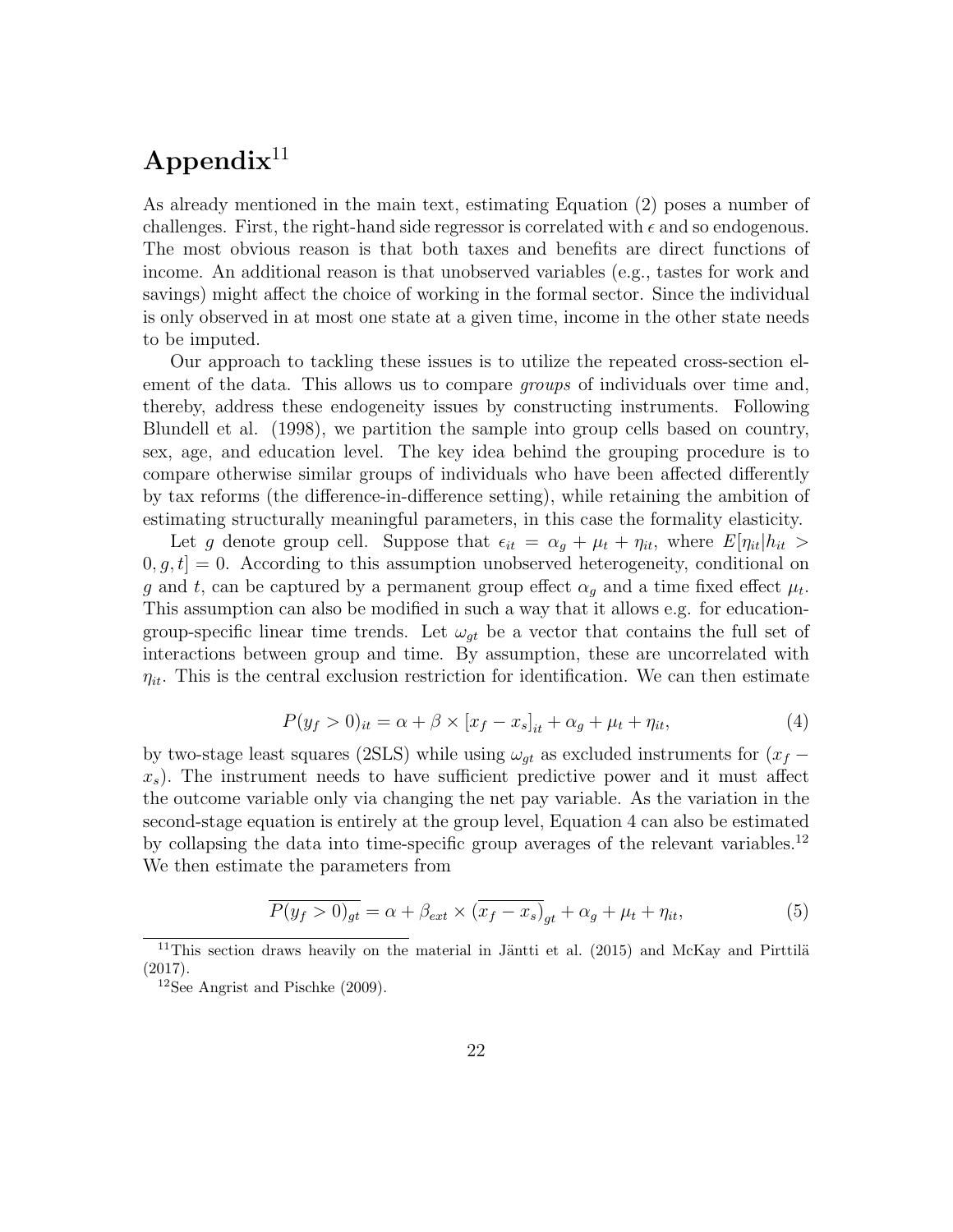# Appendix[11]

As already mentioned in the main text, estimating Equation (2) poses a number of challenges. First, the right-hand side regressor is correlated with $\epsilon$ and so endogenous. The most obvious reason is that both taxes and benefits are direct functions of income. An additional reason is that unobserved variables (e.g., tastes for work and savings) might affect the choice of working in the formal sector. Since the individual is only observed in at most one state at a given time, income in the other state needs to be imputed.

Our approach to tackling these issues is to utilize the repeated cross-section element of the data. This allows us to compare *groups* of individuals over time and, thereby, address these endogeneity issues by constructing instruments. Following Blundell et al. (1998), we partition the sample into group cells based on country, sex, age, and education level. The key idea behind the grouping procedure is to compare otherwise similar groups of individuals who have been affected differently by tax reforms (the difference-in-difference setting), while retaining the ambition of estimating structurally meaningful parameters, in this case the formality elasticity.

Let $g$ denote group cell. Suppose that $\epsilon_{it} = \alpha_g + \mu_t + \eta_{it}$, where $E[\eta_{it}|h_{it} > 0, g, t] = 0$. According to this assumption unobserved heterogeneity, conditional on $g$ and $t$, can be captured by a permanent group effect $\alpha_g$ and a time fixed effect $\mu_t$. This assumption can also be modified in such a way that it allows e.g. for education-group-specific linear time trends. Let $\omega_{gt}$ be a vector that contains the full set of interactions between group and time. By assumption, these are uncorrelated with $\eta_{it}$. This is the central exclusion restriction for identification. We can then estimate

$$P(y_f > 0)_{it} = \alpha + \beta \times [x_f - x_s]_{it} + \alpha_g + \mu_t + \eta_{it}, \tag{4}$$

by two-stage least squares (2SLS) while using $\omega_{gt}$ as excluded instruments for $(x_f - x_s)$. The instrument needs to have sufficient predictive power and it must affect the outcome variable only via changing the net pay variable. As the variation in the second-stage equation is entirely at the group level, Equation 4 can also be estimated by collapsing the data into time-specific group averages of the relevant variables.[12] We then estimate the parameters from

$$\overline{P(y_f > 0)_{gt}} = \alpha + \beta_{ext} \times \overline{(x_f - x_s)}_{gt} + \alpha_g + \mu_t + \eta_{it}, \tag{5}$$

[11] This section draws heavily on the material in Jäntti et al. (2015) and McKay and Pirttilä (2017).

[12] See Angrist and Pischke (2009).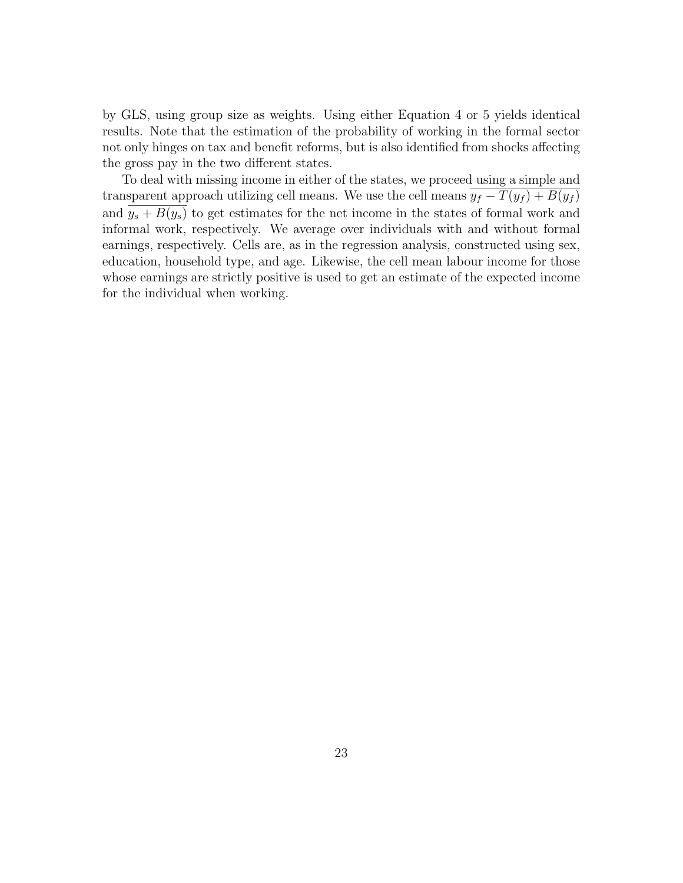by GLS, using group size as weights. Using either Equation 4 or 5 yields identical results. Note that the estimation of the probability of working in the formal sector not only hinges on tax and benefit reforms, but is also identified from shocks affecting the gross pay in the two different states.

To deal with missing income in either of the states, we proceed using a simple and transparent approach utilizing cell means. We use the cell means $\overline{y_f - T(y_f) + B(y_f)}$ and $\overline{y_s + B(y_s)}$ to get estimates for the net income in the states of formal work and informal work, respectively. We average over individuals with and without formal earnings, respectively. Cells are, as in the regression analysis, constructed using sex, education, household type, and age. Likewise, the cell mean labour income for those whose earnings are strictly positive is used to get an estimate of the expected income for the individual when working.